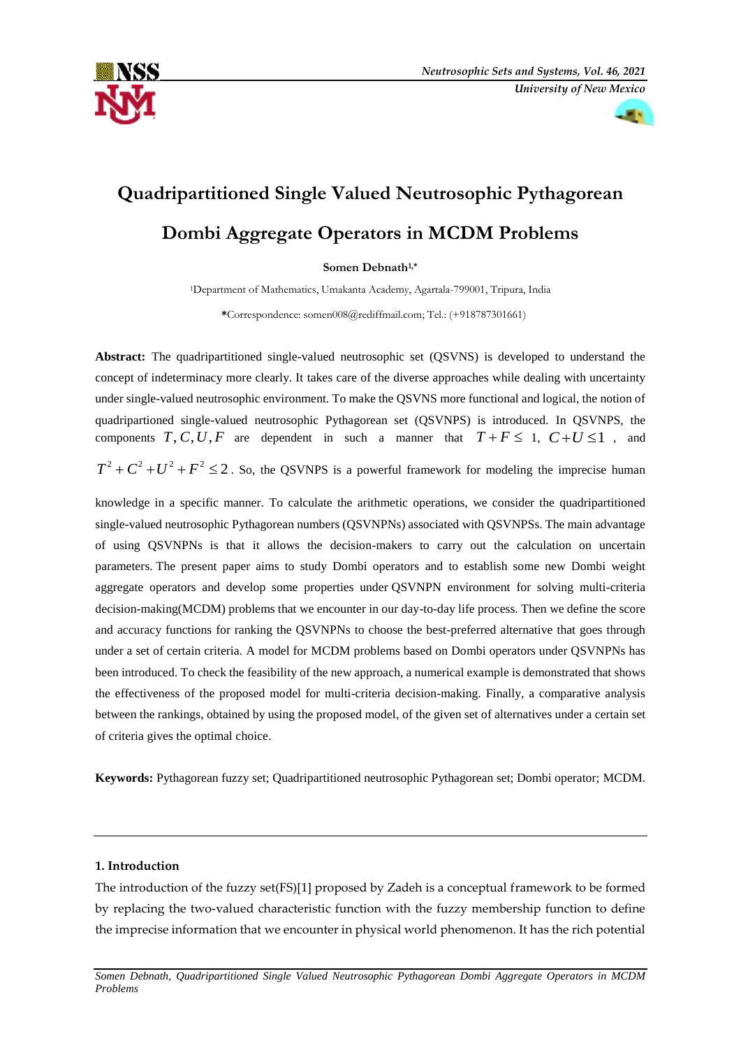# Quadripartitioned Single Valued Neutrosophic Pythagorean Dombi Aggregate Operators in MCDM Problems

**Somen Debnath[1,*]**

[1]Department of Mathematics, Umakanta Academy, Agartala-799001, Tripura, India

**\***Correspondence: somen008@rediffmail.com; Tel.: (+918787301661)

**Abstract:** The quadripartitioned single-valued neutrosophic set (QSVNS) is developed to understand the concept of indeterminacy more clearly. It takes care of the diverse approaches while dealing with uncertainty under single-valued neutrosophic environment. To make the QSVNS more functional and logical, the notion of quadripartioned single-valued neutrosophic Pythagorean set (QSVNPS) is introduced. In QSVNPS, the components $T, C, U, F$ are dependent in such a manner that $T+F \leq 1$, $C+U \leq 1$, and $T^2+C^2+U^2+F^2 \leq 2$. So, the QSVNPS is a powerful framework for modeling the imprecise human knowledge in a specific manner. To calculate the arithmetic operations, we consider the quadripartitioned single-valued neutrosophic Pythagorean numbers (QSVNPNs) associated with QSVNPSs. The main advantage of using QSVNPNs is that it allows the decision-makers to carry out the calculation on uncertain parameters. The present paper aims to study Dombi operators and to establish some new Dombi weight aggregate operators and develop some properties under QSVNPN environment for solving multi-criteria decision-making(MCDM) problems that we encounter in our day-to-day life process. Then we define the score and accuracy functions for ranking the QSVNPNs to choose the best-preferred alternative that goes through under a set of certain criteria. A model for MCDM problems based on Dombi operators under QSVNPNs has been introduced. To check the feasibility of the new approach, a numerical example is demonstrated that shows the effectiveness of the proposed model for multi-criteria decision-making. Finally, a comparative analysis between the rankings, obtained by using the proposed model, of the given set of alternatives under a certain set of criteria gives the optimal choice.

**Keywords:** Pythagorean fuzzy set; Quadripartitioned neutrosophic Pythagorean set; Dombi operator; MCDM.

---

## 1. Introduction

The introduction of the fuzzy set(FS)[1] proposed by Zadeh is a conceptual framework to be formed by replacing the two-valued characteristic function with the fuzzy membership function to define the imprecise information that we encounter in physical world phenomenon. It has the rich potential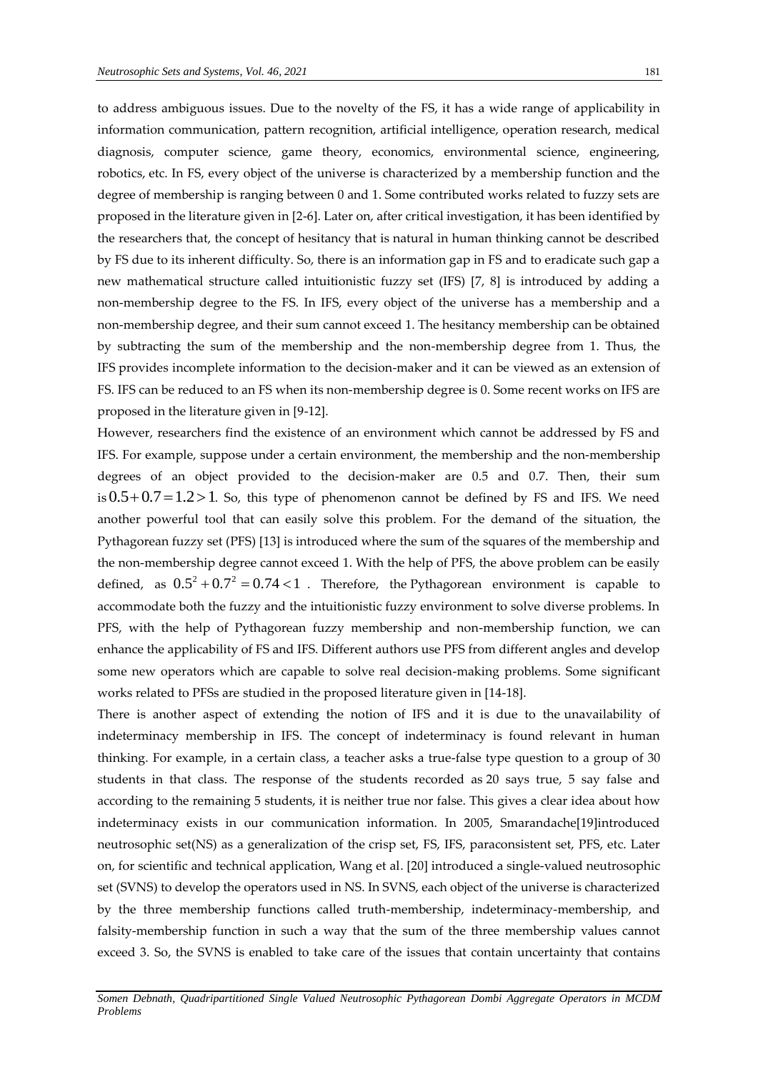to address ambiguous issues. Due to the novelty of the FS, it has a wide range of applicability in information communication, pattern recognition, artificial intelligence, operation research, medical diagnosis, computer science, game theory, economics, environmental science, engineering, robotics, etc. In FS, every object of the universe is characterized by a membership function and the degree of membership is ranging between 0 and 1. Some contributed works related to fuzzy sets are proposed in the literature given in [2-6]. Later on, after critical investigation, it has been identified by the researchers that, the concept of hesitancy that is natural in human thinking cannot be described by FS due to its inherent difficulty. So, there is an information gap in FS and to eradicate such gap a new mathematical structure called intuitionistic fuzzy set (IFS) [7, 8] is introduced by adding a non-membership degree to the FS. In IFS, every object of the universe has a membership and a non-membership degree, and their sum cannot exceed 1. The hesitancy membership can be obtained by subtracting the sum of the membership and the non-membership degree from 1. Thus, the IFS provides incomplete information to the decision-maker and it can be viewed as an extension of FS. IFS can be reduced to an FS when its non-membership degree is 0. Some recent works on IFS are proposed in the literature given in [9-12].

However, researchers find the existence of an environment which cannot be addressed by FS and IFS. For example, suppose under a certain environment, the membership and the non-membership degrees of an object provided to the decision-maker are 0.5 and 0.7. Then, their sum is $0.5+0.7=1.2>1$. So, this type of phenomenon cannot be defined by FS and IFS. We need another powerful tool that can easily solve this problem. For the demand of the situation, the Pythagorean fuzzy set (PFS) [13] is introduced where the sum of the squares of the membership and the non-membership degree cannot exceed 1. With the help of PFS, the above problem can be easily defined, as $0.5^2+0.7^2=0.74<1$. Therefore, the Pythagorean environment is capable to accommodate both the fuzzy and the intuitionistic fuzzy environment to solve diverse problems. In PFS, with the help of Pythagorean fuzzy membership and non-membership function, we can enhance the applicability of FS and IFS. Different authors use PFS from different angles and develop some new operators which are capable to solve real decision-making problems. Some significant works related to PFSs are studied in the proposed literature given in [14-18].

There is another aspect of extending the notion of IFS and it is due to the unavailability of indeterminacy membership in IFS. The concept of indeterminacy is found relevant in human thinking. For example, in a certain class, a teacher asks a true-false type question to a group of 30 students in that class. The response of the students recorded as 20 says true, 5 say false and according to the remaining 5 students, it is neither true nor false. This gives a clear idea about how indeterminacy exists in our communication information. In 2005, Smarandache[19]introduced neutrosophic set(NS) as a generalization of the crisp set, FS, IFS, paraconsistent set, PFS, etc. Later on, for scientific and technical application, Wang et al. [20] introduced a single-valued neutrosophic set (SVNS) to develop the operators used in NS. In SVNS, each object of the universe is characterized by the three membership functions called truth-membership, indeterminacy-membership, and falsity-membership function in such a way that the sum of the three membership values cannot exceed 3. So, the SVNS is enabled to take care of the issues that contain uncertainty that contains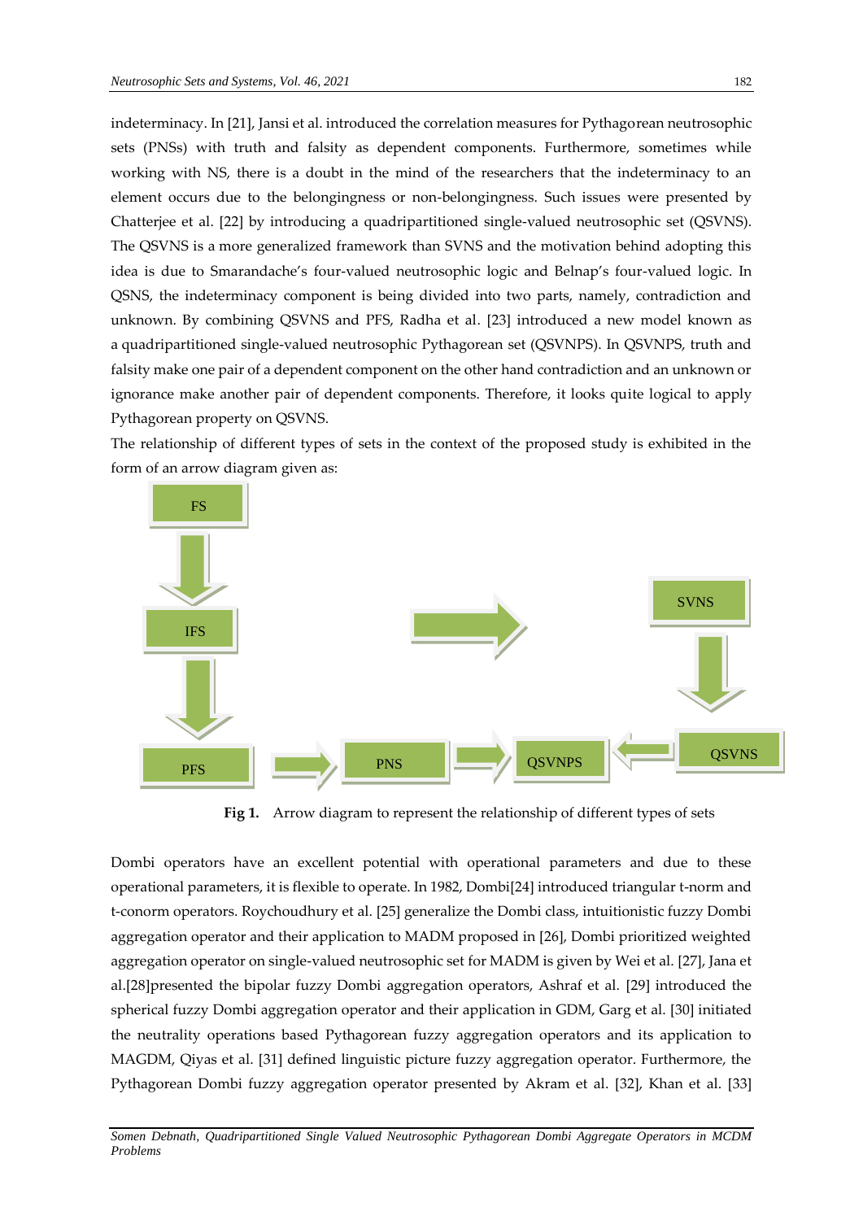indeterminacy. In [21], Jansi et al. introduced the correlation measures for Pythagorean neutrosophic sets (PNSs) with truth and falsity as dependent components. Furthermore, sometimes while working with NS, there is a doubt in the mind of the researchers that the indeterminacy to an element occurs due to the belongingness or non-belongingness. Such issues were presented by Chatterjee et al. [22] by introducing a quadripartitioned single-valued neutrosophic set (QSVNS). The QSVNS is a more generalized framework than SVNS and the motivation behind adopting this idea is due to Smarandache's four-valued neutrosophic logic and Belnap's four-valued logic. In QSNS, the indeterminacy component is being divided into two parts, namely, contradiction and unknown. By combining QSVNS and PFS, Radha et al. [23] introduced a new model known as a quadripartitioned single-valued neutrosophic Pythagorean set (QSVNPS). In QSVNPS, truth and falsity make one pair of a dependent component on the other hand contradiction and an unknown or ignorance make another pair of dependent components. Therefore, it looks quite logical to apply Pythagorean property on QSVNS.

The relationship of different types of sets in the context of the proposed study is exhibited in the form of an arrow diagram given as:

FS → IFS → PFS → PNS → QSVNPS ← QSVNS ← SVNS

**Fig 1.** Arrow diagram to represent the relationship of different types of sets

Dombi operators have an excellent potential with operational parameters and due to these operational parameters, it is flexible to operate. In 1982, Dombi[24] introduced triangular t-norm and t-conorm operators. Roychoudhury et al. [25] generalize the Dombi class, intuitionistic fuzzy Dombi aggregation operator and their application to MADM proposed in [26], Dombi prioritized weighted aggregation operator on single-valued neutrosophic set for MADM is given by Wei et al. [27], Jana et al.[28]presented the bipolar fuzzy Dombi aggregation operators, Ashraf et al. [29] introduced the spherical fuzzy Dombi aggregation operator and their application in GDM, Garg et al. [30] initiated the neutrality operations based Pythagorean fuzzy aggregation operators and its application to MAGDM, Qiyas et al. [31] defined linguistic picture fuzzy aggregation operator. Furthermore, the Pythagorean Dombi fuzzy aggregation operator presented by Akram et al. [32], Khan et al. [33]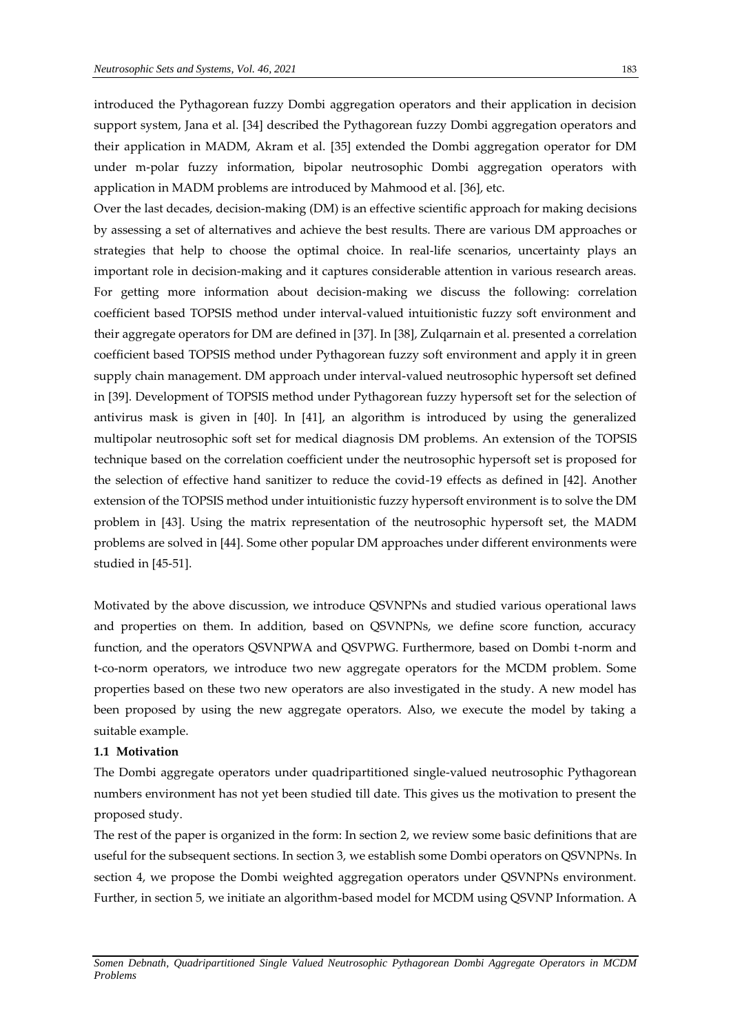introduced the Pythagorean fuzzy Dombi aggregation operators and their application in decision support system, Jana et al. [34] described the Pythagorean fuzzy Dombi aggregation operators and their application in MADM, Akram et al. [35] extended the Dombi aggregation operator for DM under m-polar fuzzy information, bipolar neutrosophic Dombi aggregation operators with application in MADM problems are introduced by Mahmood et al. [36], etc.

Over the last decades, decision-making (DM) is an effective scientific approach for making decisions by assessing a set of alternatives and achieve the best results. There are various DM approaches or strategies that help to choose the optimal choice. In real-life scenarios, uncertainty plays an important role in decision-making and it captures considerable attention in various research areas. For getting more information about decision-making we discuss the following: correlation coefficient based TOPSIS method under interval-valued intuitionistic fuzzy soft environment and their aggregate operators for DM are defined in [37]. In [38], Zulqarnain et al. presented a correlation coefficient based TOPSIS method under Pythagorean fuzzy soft environment and apply it in green supply chain management. DM approach under interval-valued neutrosophic hypersoft set defined in [39]. Development of TOPSIS method under Pythagorean fuzzy hypersoft set for the selection of antivirus mask is given in [40]. In [41], an algorithm is introduced by using the generalized multipolar neutrosophic soft set for medical diagnosis DM problems. An extension of the TOPSIS technique based on the correlation coefficient under the neutrosophic hypersoft set is proposed for the selection of effective hand sanitizer to reduce the covid-19 effects as defined in [42]. Another extension of the TOPSIS method under intuitionistic fuzzy hypersoft environment is to solve the DM problem in [43]. Using the matrix representation of the neutrosophic hypersoft set, the MADM problems are solved in [44]. Some other popular DM approaches under different environments were studied in [45-51].

Motivated by the above discussion, we introduce QSVNPNs and studied various operational laws and properties on them. In addition, based on QSVNPNs, we define score function, accuracy function, and the operators QSVNPWA and QSVPWG. Furthermore, based on Dombi t-norm and t-co-norm operators, we introduce two new aggregate operators for the MCDM problem. Some properties based on these two new operators are also investigated in the study. A new model has been proposed by using the new aggregate operators. Also, we execute the model by taking a suitable example.

### 1.1 Motivation

The Dombi aggregate operators under quadripartitioned single-valued neutrosophic Pythagorean numbers environment has not yet been studied till date. This gives us the motivation to present the proposed study.

The rest of the paper is organized in the form: In section 2, we review some basic definitions that are useful for the subsequent sections. In section 3, we establish some Dombi operators on QSVNPNs. In section 4, we propose the Dombi weighted aggregation operators under QSVNPNs environment. Further, in section 5, we initiate an algorithm-based model for MCDM using QSVNP Information. A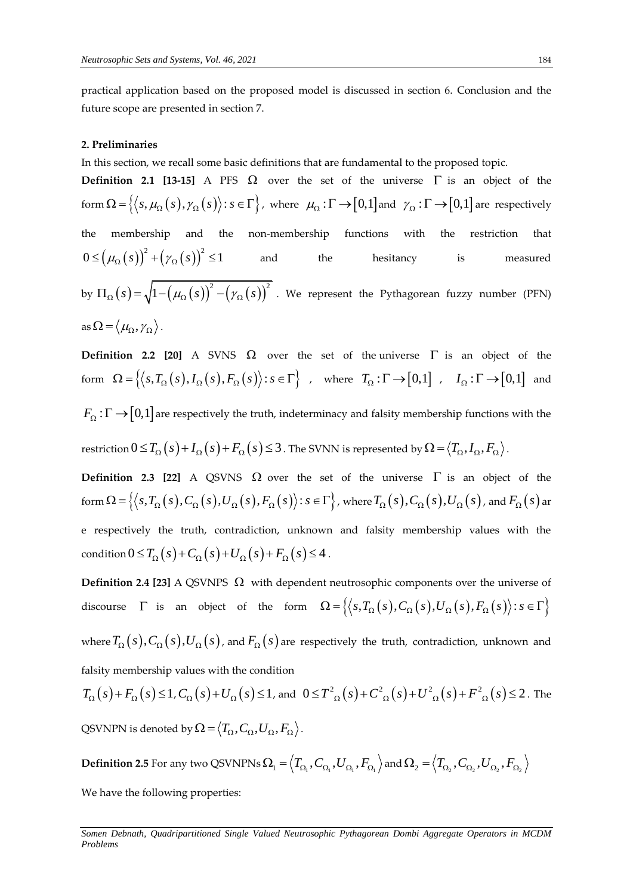practical application based on the proposed model is discussed in section 6. Conclusion and the future scope are presented in section 7.

## 2. Preliminaries

In this section, we recall some basic definitions that are fundamental to the proposed topic.

**Definition 2.1 [13-15]** A PFS $\Omega$ over the set of the universe $\Gamma$ is an object of the form $\Omega = \left\{ \left\langle s, \mu_\Omega(s), \gamma_\Omega(s) \right\rangle : s \in \Gamma \right\}$, where $\mu_\Omega : \Gamma \to [0,1]$ and $\gamma_\Omega : \Gamma \to [0,1]$ are respectively the membership and the non-membership functions with the restriction that $0 \le \left(\mu_\Omega(s)\right)^2 + \left(\gamma_\Omega(s)\right)^2 \le 1$ and the hesitancy is measured by $\Pi_\Omega(s) = \sqrt{1 - \left(\mu_\Omega(s)\right)^2 - \left(\gamma_\Omega(s)\right)^2}$. We represent the Pythagorean fuzzy number (PFN) as $\Omega = \left\langle \mu_\Omega, \gamma_\Omega \right\rangle$.

**Definition 2.2 [20]** A SVNS $\Omega$ over the set of the universe $\Gamma$ is an object of the form $\Omega = \left\{ \left\langle s, T_\Omega(s), I_\Omega(s), F_\Omega(s) \right\rangle : s \in \Gamma \right\}$, where $T_\Omega : \Gamma \to [0,1]$, $I_\Omega : \Gamma \to [0,1]$ and $F_\Omega : \Gamma \to [0,1]$ are respectively the truth, indeterminacy and falsity membership functions with the restriction $0 \le T_\Omega(s) + I_\Omega(s) + F_\Omega(s) \le 3$. The SVNN is represented by $\Omega = \left\langle T_\Omega, I_\Omega, F_\Omega \right\rangle$.

**Definition 2.3 [22]** A QSVNS $\Omega$ over the set of the universe $\Gamma$ is an object of the form $\Omega = \left\{ \left\langle s, T_\Omega(s), C_\Omega(s), U_\Omega(s), F_\Omega(s) \right\rangle : s \in \Gamma \right\}$, where $T_\Omega(s), C_\Omega(s), U_\Omega(s)$, and $F_\Omega(s)$ are respectively the truth, contradiction, unknown and falsity membership values with the condition $0 \le T_\Omega(s) + C_\Omega(s) + U_\Omega(s) + F_\Omega(s) \le 4$.

**Definition 2.4 [23]** A QSVNPS $\Omega$ with dependent neutrosophic components over the universe of discourse $\Gamma$ is an object of the form $\Omega = \left\{ \left\langle s, T_\Omega(s), C_\Omega(s), U_\Omega(s), F_\Omega(s) \right\rangle : s \in \Gamma \right\}$ where $T_\Omega(s), C_\Omega(s), U_\Omega(s)$, and $F_\Omega(s)$ are respectively the truth, contradiction, unknown and falsity membership values with the condition

$T_\Omega(s) + F_\Omega(s) \le 1$, $C_\Omega(s) + U_\Omega(s) \le 1$, and $0 \le T^2_\Omega(s) + C^2_\Omega(s) + U^2_\Omega(s) + F^2_\Omega(s) \le 2$. The QSVNPN is denoted by $\Omega = \left\langle T_\Omega, C_\Omega, U_\Omega, F_\Omega \right\rangle$.

**Definition 2.5** For any two QSVNPNs $\Omega_1 = \left\langle T_{\Omega_1}, C_{\Omega_1}, U_{\Omega_1}, F_{\Omega_1} \right\rangle$ and $\Omega_2 = \left\langle T_{\Omega_2}, C_{\Omega_2}, U_{\Omega_2}, F_{\Omega_2} \right\rangle$

We have the following properties: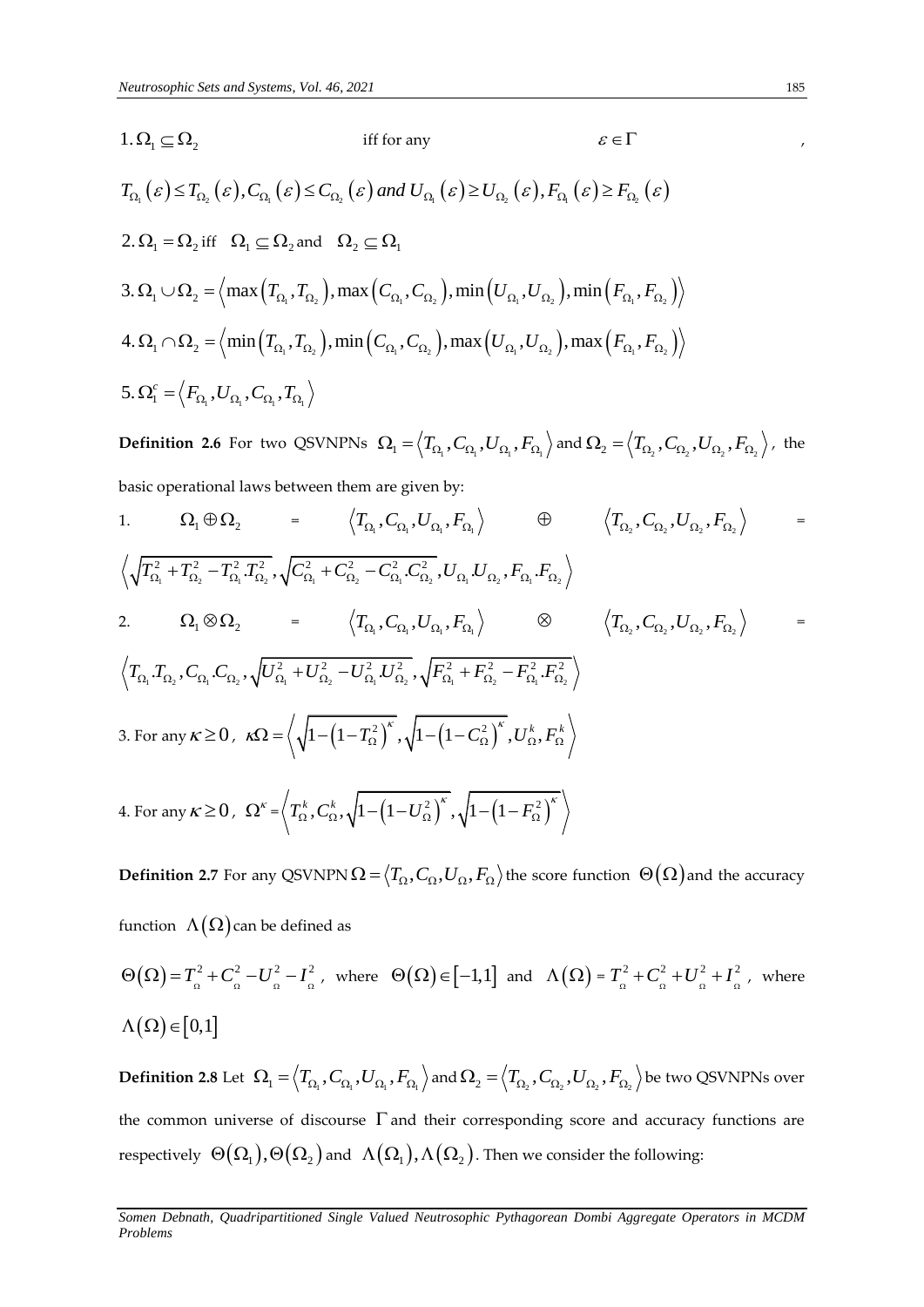1. $\Omega_1 \subseteq \Omega_2$ iff for any $\varepsilon \in \Gamma$,

$T_{\Omega_1}(\varepsilon) \le T_{\Omega_2}(\varepsilon), C_{\Omega_1}(\varepsilon) \le C_{\Omega_2}(\varepsilon) \text{ and } U_{\Omega_1}(\varepsilon) \ge U_{\Omega_2}(\varepsilon), F_{\Omega_1}(\varepsilon) \ge F_{\Omega_2}(\varepsilon)$

2. $\Omega_1 = \Omega_2$ iff $\Omega_1 \subseteq \Omega_2$ and $\Omega_2 \subseteq \Omega_1$

3. $\Omega_1 \cup \Omega_2 = \left\langle \max\left(T_{\Omega_1}, T_{\Omega_2}\right), \max\left(C_{\Omega_1}, C_{\Omega_2}\right), \min\left(U_{\Omega_1}, U_{\Omega_2}\right), \min\left(F_{\Omega_1}, F_{\Omega_2}\right) \right\rangle$

4. $\Omega_1 \cap \Omega_2 = \left\langle \min\left(T_{\Omega_1}, T_{\Omega_2}\right), \min\left(C_{\Omega_1}, C_{\Omega_2}\right), \max\left(U_{\Omega_1}, U_{\Omega_2}\right), \max\left(F_{\Omega_1}, F_{\Omega_2}\right) \right\rangle$

5. $\Omega_1^c = \left\langle F_{\Omega_1}, U_{\Omega_1}, C_{\Omega_1}, T_{\Omega_1} \right\rangle$

**Definition 2.6** For two QSVNPNs $\Omega_1 = \left\langle T_{\Omega_1}, C_{\Omega_1}, U_{\Omega_1}, F_{\Omega_1} \right\rangle$ and $\Omega_2 = \left\langle T_{\Omega_2}, C_{\Omega_2}, U_{\Omega_2}, F_{\Omega_2} \right\rangle$, the basic operational laws between them are given by:

1. $\Omega_1 \oplus \Omega_2 = \left\langle T_{\Omega_1}, C_{\Omega_1}, U_{\Omega_1}, F_{\Omega_1} \right\rangle \oplus \left\langle T_{\Omega_2}, C_{\Omega_2}, U_{\Omega_2}, F_{\Omega_2} \right\rangle = \left\langle \sqrt{T_{\Omega_1}^2 + T_{\Omega_2}^2 - T_{\Omega_1}^2 . T_{\Omega_2}^2}, \sqrt{C_{\Omega_1}^2 + C_{\Omega_2}^2 - C_{\Omega_1}^2 . C_{\Omega_2}^2}, U_{\Omega_1} U_{\Omega_2}, F_{\Omega_1} . F_{\Omega_2} \right\rangle$

2. $\Omega_1 \otimes \Omega_2 = \left\langle T_{\Omega_1}, C_{\Omega_1}, U_{\Omega_1}, F_{\Omega_1} \right\rangle \otimes \left\langle T_{\Omega_2}, C_{\Omega_2}, U_{\Omega_2}, F_{\Omega_2} \right\rangle = \left\langle T_{\Omega_1} . T_{\Omega_2}, C_{\Omega_1} . C_{\Omega_2}, \sqrt{U_{\Omega_1}^2 + U_{\Omega_2}^2 - U_{\Omega_1}^2 . U_{\Omega_2}^2}, \sqrt{F_{\Omega_1}^2 + F_{\Omega_2}^2 - F_{\Omega_1}^2 . F_{\Omega_2}^2} \right\rangle$

3. For any $\kappa \ge 0$, $\kappa\Omega = \left\langle \sqrt{1-\left(1-T_\Omega^2\right)^\kappa}, \sqrt{1-\left(1-C_\Omega^2\right)^\kappa}, U_\Omega^k, F_\Omega^k \right\rangle$

4. For any $\kappa \ge 0$, $\Omega^\kappa = \left\langle T_\Omega^k, C_\Omega^k, \sqrt{1-\left(1-U_\Omega^2\right)^\kappa}, \sqrt{1-\left(1-F_\Omega^2\right)^\kappa} \right\rangle$

**Definition 2.7** For any QSVNPN $\Omega = \left\langle T_\Omega, C_\Omega, U_\Omega, F_\Omega \right\rangle$ the score function $\Theta(\Omega)$ and the accuracy function $\Lambda(\Omega)$ can be defined as

$\Theta(\Omega) = T_\Omega^2 + C_\Omega^2 - U_\Omega^2 - I_\Omega^2$, where $\Theta(\Omega) \in [-1,1]$ and $\Lambda(\Omega) = T_\Omega^2 + C_\Omega^2 + U_\Omega^2 + I_\Omega^2$, where $\Lambda(\Omega) \in [0,1]$

**Definition 2.8** Let $\Omega_1 = \left\langle T_{\Omega_1}, C_{\Omega_1}, U_{\Omega_1}, F_{\Omega_1} \right\rangle$ and $\Omega_2 = \left\langle T_{\Omega_2}, C_{\Omega_2}, U_{\Omega_2}, F_{\Omega_2} \right\rangle$ be two QSVNPNs over the common universe of discourse $\Gamma$ and their corresponding score and accuracy functions are respectively $\Theta(\Omega_1), \Theta(\Omega_2)$ and $\Lambda(\Omega_1), \Lambda(\Omega_2)$. Then we consider the following: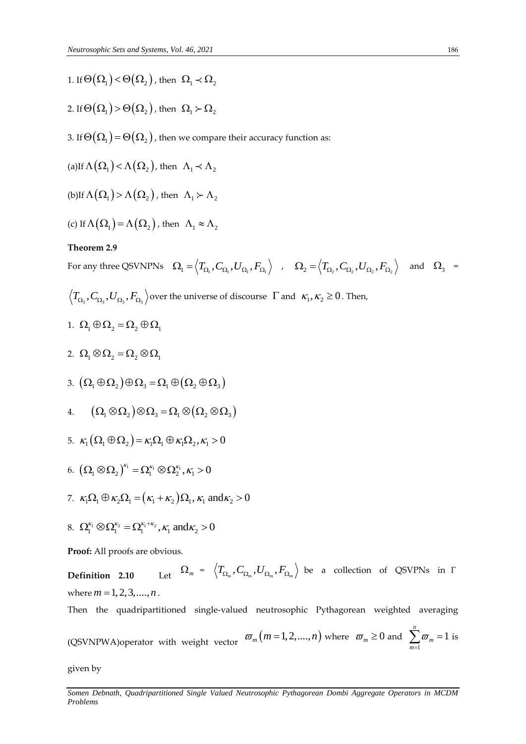1. If $\Theta(\Omega_1) < \Theta(\Omega_2)$, then $\Omega_1 \prec \Omega_2$

2. If $\Theta(\Omega_1) > \Theta(\Omega_2)$, then $\Omega_1 \succ \Omega_2$

3. If $\Theta(\Omega_1) = \Theta(\Omega_2)$, then we compare their accuracy function as:

(a)If $\Lambda(\Omega_1) < \Lambda(\Omega_2)$, then $\Lambda_1 \prec \Lambda_2$

(b)If $\Lambda(\Omega_1) > \Lambda(\Omega_2)$, then $\Lambda_1 \succ \Lambda_2$

(c) If $\Lambda(\Omega_1) = \Lambda(\Omega_2)$, then $\Lambda_1 \approx \Lambda_2$

**Theorem 2.9**

For any three QSVNPNs $\Omega_1 = \left\langle T_{\Omega_1}, C_{\Omega_1}, U_{\Omega_1}, F_{\Omega_1} \right\rangle$ , $\Omega_2 = \left\langle T_{\Omega_2}, C_{\Omega_2}, U_{\Omega_2}, F_{\Omega_2} \right\rangle$ and $\Omega_3$ = $\left\langle T_{\Omega_3}, C_{\Omega_3}, U_{\Omega_3}, F_{\Omega_3} \right\rangle$ over the universe of discourse $\Gamma$ and $\kappa_1, \kappa_2 \geq 0$. Then,

1. $\Omega_1 \oplus \Omega_2 = \Omega_2 \oplus \Omega_1$

2. $\Omega_1 \otimes \Omega_2 = \Omega_2 \otimes \Omega_1$

3. $(\Omega_1 \oplus \Omega_2) \oplus \Omega_3 = \Omega_1 \oplus (\Omega_2 \oplus \Omega_3)$

4. $(\Omega_1 \otimes \Omega_2) \otimes \Omega_3 = \Omega_1 \otimes (\Omega_2 \otimes \Omega_3)$

5. $\kappa_1 (\Omega_1 \oplus \Omega_2) = \kappa_1 \Omega_1 \oplus \kappa_1 \Omega_2, \kappa_1 > 0$

6. $(\Omega_1 \otimes \Omega_2)^{\kappa_1} = \Omega_1^{\kappa_1} \otimes \Omega_2^{\kappa_1}, \kappa_1 > 0$

7. $\kappa_1 \Omega_1 \oplus \kappa_2 \Omega_1 = (\kappa_1 + \kappa_2) \Omega_1, \kappa_1 \text{ and} \kappa_2 > 0$

8. $\Omega_1^{\kappa_1} \otimes \Omega_1^{\kappa_2} = \Omega_1^{\kappa_1 + \kappa_2}, \kappa_1 \text{ and} \kappa_2 > 0$

**Proof:** All proofs are obvious.

**Definition 2.10** Let $\Omega_m$ = $\left\langle T_{\Omega_m}, C_{\Omega_m}, U_{\Omega_m}, F_{\Omega_m} \right\rangle$ be a collection of QSVPNs in $\Gamma$ where $m = 1, 2, 3, ...., n$.

Then the quadripartitioned single-valued neutrosophic Pythagorean weighted averaging (QSVNPWA)operator with weight vector $\varpi_m (m = 1, 2, ...., n)$ where $\varpi_m \geq 0$ and $\sum_{m=1}^{n} \varpi_m = 1$ is given by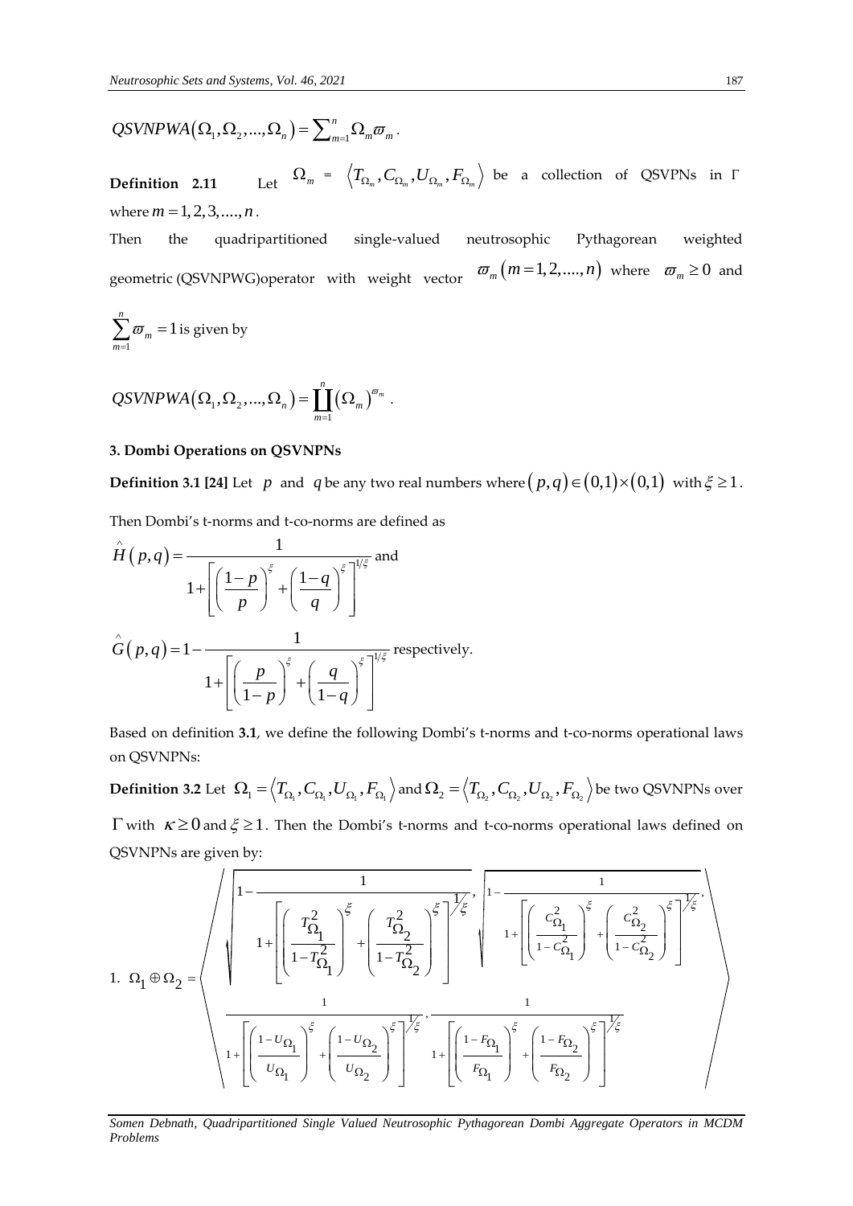$$QSVNPWA(\Omega_1,\Omega_2,...,\Omega_n)=\sum_{m=1}^{n}\Omega_m\varpi_m .$$

**Definition 2.11** Let $\Omega_m = \langle T_{\Omega_m}, C_{\Omega_m}, U_{\Omega_m}, F_{\Omega_m} \rangle$ be a collection of QSVPNs in $\Gamma$ where $m=1,2,3,....,n$.

Then the quadripartitioned single-valued neutrosophic Pythagorean weighted geometric (QSVNPWG)operator with weight vector $\varpi_m(m=1,2,....,n)$ where $\varpi_m \geq 0$ and $\sum_{m=1}^{n}\varpi_m = 1$ is given by

$$QSVNPWA(\Omega_1,\Omega_2,...,\Omega_n)=\prod_{m=1}^{n}(\Omega_m)^{\varpi_m} .$$

### 3. Dombi Operations on QSVNPNs

**Definition 3.1 [24]** Let $p$ and $q$ be any two real numbers where $(p,q)\in(0,1)\times(0,1)$ with $\xi \geq 1$.

Then Dombi's t-norms and t-co-norms are defined as

$$\hat{H}(p,q)=\frac{1}{1+\left[\left(\frac{1-p}{p}\right)^{\xi}+\left(\frac{1-q}{q}\right)^{\xi}\right]^{1/\xi}}$$ and

$$\hat{G}(p,q)=1-\frac{1}{1+\left[\left(\frac{p}{1-p}\right)^{\xi}+\left(\frac{q}{1-q}\right)^{\xi}\right]^{1/\xi}}$$ respectively.

Based on definition **3.1**, we define the following Dombi's t-norms and t-co-norms operational laws on QSVNPNs:

**Definition 3.2** Let $\Omega_1=\langle T_{\Omega_1}, C_{\Omega_1}, U_{\Omega_1}, F_{\Omega_1}\rangle$ and $\Omega_2=\langle T_{\Omega_2}, C_{\Omega_2}, U_{\Omega_2}, F_{\Omega_2}\rangle$ be two QSVNPNs over $\Gamma$ with $\kappa \geq 0$ and $\xi \geq 1$. Then the Dombi's t-norms and t-co-norms operational laws defined on QSVNPNs are given by:

1. $$\Omega_1 \oplus \Omega_2 = \left\langle \begin{array}{c} \sqrt{1-\frac{1}{1+\left[\left(\frac{T_{\Omega_1}^2}{1-T_{\Omega_1}^2}\right)^{\xi}+\left(\frac{T_{\Omega_2}^2}{1-T_{\Omega_2}^2}\right)^{\xi}\right]^{1/\xi}}}, \sqrt{1-\frac{1}{1+\left[\left(\frac{C_{\Omega_1}^2}{1-C_{\Omega_1}^2}\right)^{\xi}+\left(\frac{C_{\Omega_2}^2}{1-C_{\Omega_2}^2}\right)^{\xi}\right]^{1/\xi}}}, \\ \frac{1}{1+\left[\left(\frac{1-U_{\Omega_1}}{U_{\Omega_1}}\right)^{\xi}+\left(\frac{1-U_{\Omega_2}}{U_{\Omega_2}}\right)^{\xi}\right]^{1/\xi}}, \frac{1}{1+\left[\left(\frac{1-F_{\Omega_1}}{F_{\Omega_1}}\right)^{\xi}+\left(\frac{1-F_{\Omega_2}}{F_{\Omega_2}}\right)^{\xi}\right]^{1/\xi}} \end{array} \right\rangle$$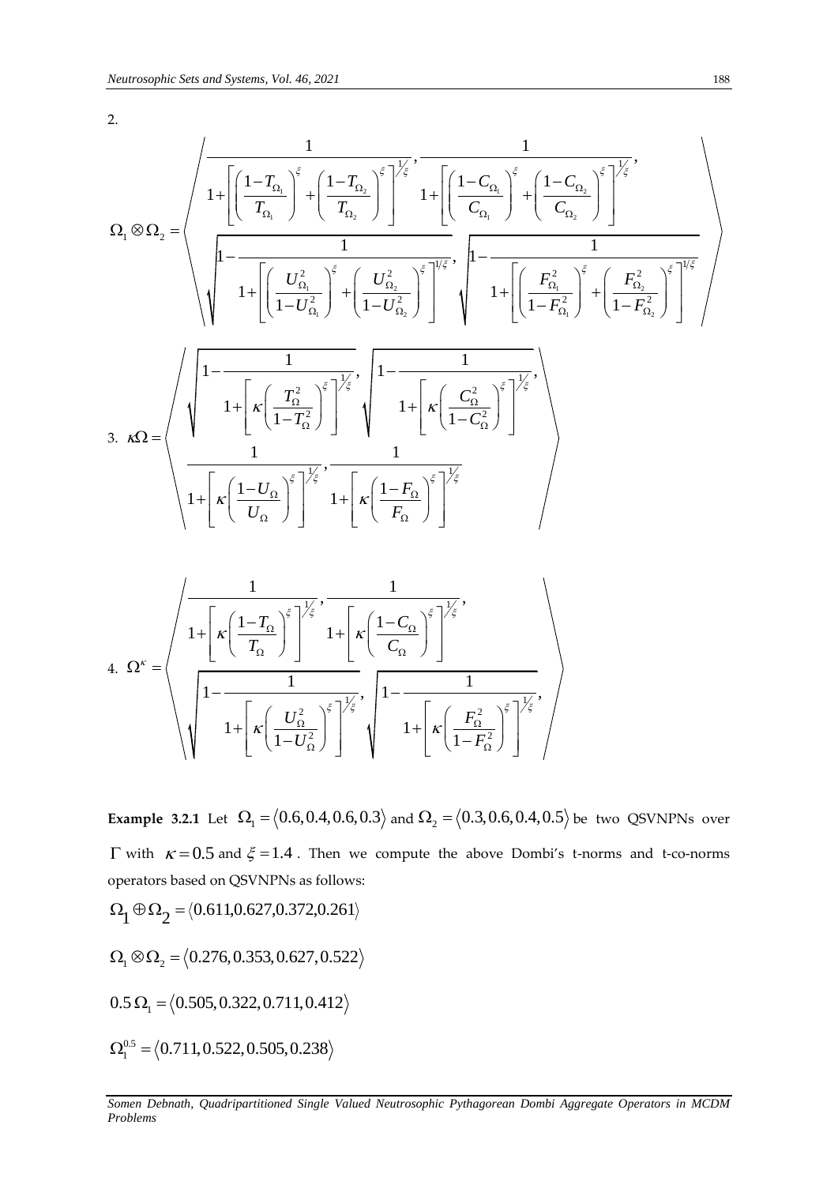2.

$$\Omega_1 \otimes \Omega_2 = \left\langle \begin{array}{l} \dfrac{1}{1+\left[\left(\dfrac{1-T_{\Omega_1}}{T_{\Omega_1}}\right)^{\xi}+\left(\dfrac{1-T_{\Omega_2}}{T_{\Omega_2}}\right)^{\xi}\right]^{1/\xi}}, \dfrac{1}{1+\left[\left(\dfrac{1-C_{\Omega_1}}{C_{\Omega_1}}\right)^{\xi}+\left(\dfrac{1-C_{\Omega_2}}{C_{\Omega_2}}\right)^{\xi}\right]^{1/\xi}}, \\ \sqrt{1-\dfrac{1}{1+\left[\left(\dfrac{U_{\Omega_1}^2}{1-U_{\Omega_1}^2}\right)^{\xi}+\left(\dfrac{U_{\Omega_2}^2}{1-U_{\Omega_2}^2}\right)^{\xi}\right]^{1/\xi}}}, \sqrt{1-\dfrac{1}{1+\left[\left(\dfrac{F_{\Omega_1}^2}{1-F_{\Omega_1}^2}\right)^{\xi}+\left(\dfrac{F_{\Omega_2}^2}{1-F_{\Omega_2}^2}\right)^{\xi}\right]^{1/\xi}}} \end{array} \right\rangle$$

3. 
$$\kappa\Omega = \left\langle \begin{array}{l} \sqrt{1-\dfrac{1}{1+\left[\kappa\left(\dfrac{T_{\Omega}^2}{1-T_{\Omega}^2}\right)^{\xi}\right]^{1/\xi}}}, \sqrt{1-\dfrac{1}{1+\left[\kappa\left(\dfrac{C_{\Omega}^2}{1-C_{\Omega}^2}\right)^{\xi}\right]^{1/\xi}}}, \\ \dfrac{1}{1+\left[\kappa\left(\dfrac{1-U_{\Omega}}{U_{\Omega}}\right)^{\xi}\right]^{1/\xi}}, \dfrac{1}{1+\left[\kappa\left(\dfrac{1-F_{\Omega}}{F_{\Omega}}\right)^{\xi}\right]^{1/\xi}} \end{array} \right\rangle$$

4. 
$$\Omega^{\kappa} = \left\langle \begin{array}{l} \dfrac{1}{1+\left[\kappa\left(\dfrac{1-T_{\Omega}}{T_{\Omega}}\right)^{\xi}\right]^{1/\xi}}, \dfrac{1}{1+\left[\kappa\left(\dfrac{1-C_{\Omega}}{C_{\Omega}}\right)^{\xi}\right]^{1/\xi}}, \\ \sqrt{1-\dfrac{1}{1+\left[\kappa\left(\dfrac{U_{\Omega}^2}{1-U_{\Omega}^2}\right)^{\xi}\right]^{1/\xi}}}, \sqrt{1-\dfrac{1}{1+\left[\kappa\left(\dfrac{F_{\Omega}^2}{1-F_{\Omega}^2}\right)^{\xi}\right]^{1/\xi}}}, \end{array} \right\rangle$$

**Example 3.2.1** Let $\Omega_1 = \langle 0.6, 0.4, 0.6, 0.3 \rangle$ and $\Omega_2 = \langle 0.3, 0.6, 0.4, 0.5 \rangle$ be two QSVNPNs over $\Gamma$ with $\kappa = 0.5$ and $\xi = 1.4$. Then we compute the above Dombi's t-norms and t-co-norms operators based on QSVNPNs as follows:

$\Omega_1 \oplus \Omega_2 = \langle 0.611, 0.627, 0.372, 0.261 \rangle$

$\Omega_1 \otimes \Omega_2 = \langle 0.276, 0.353, 0.627, 0.522 \rangle$

$0.5\,\Omega_1 = \langle 0.505, 0.322, 0.711, 0.412 \rangle$

$\Omega_1^{0.5} = \langle 0.711, 0.522, 0.505, 0.238 \rangle$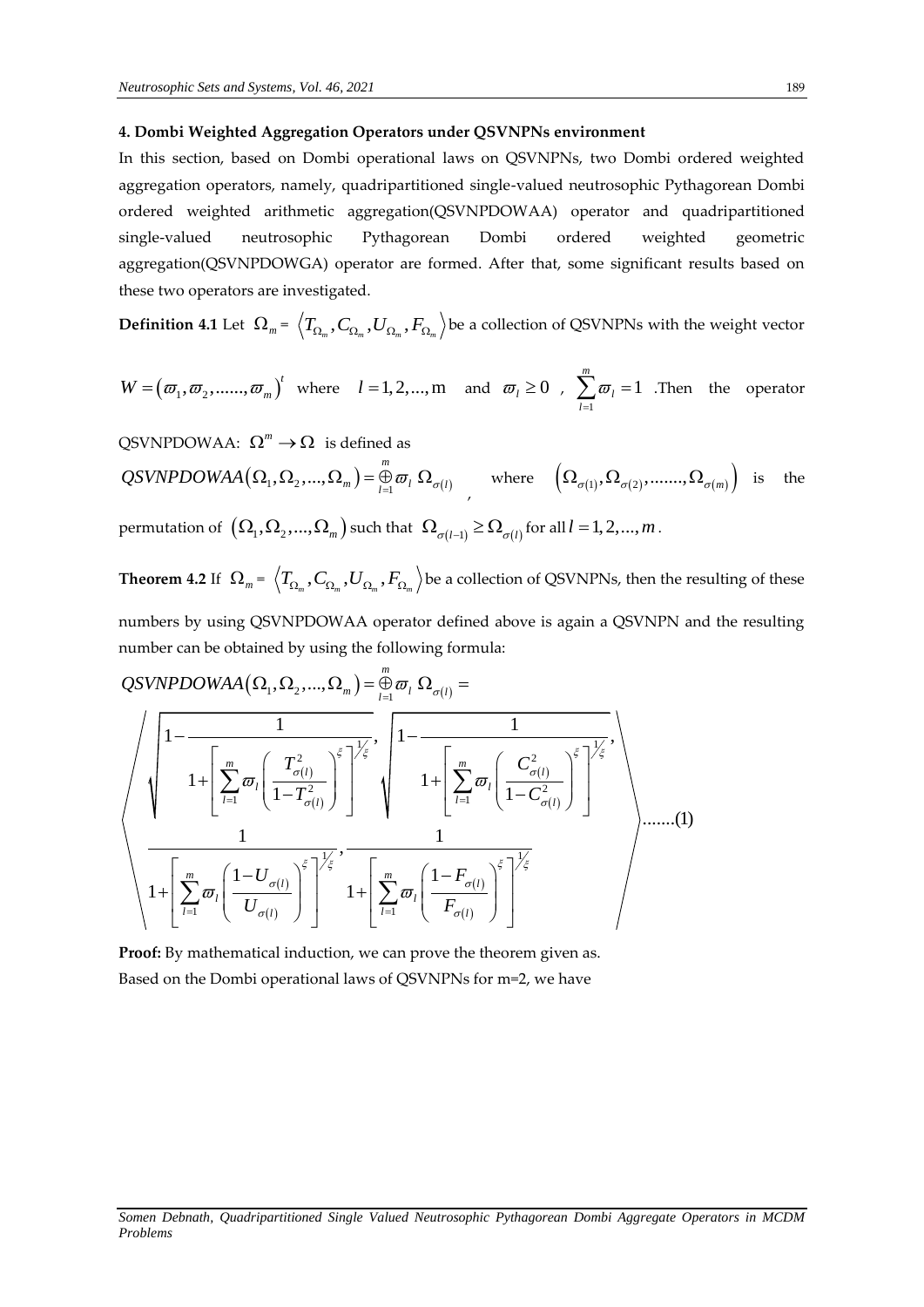## 4. Dombi Weighted Aggregation Operators under QSVNPNs environment

In this section, based on Dombi operational laws on QSVNPNs, two Dombi ordered weighted aggregation operators, namely, quadripartitioned single-valued neutrosophic Pythagorean Dombi ordered weighted arithmetic aggregation(QSVNPDOWAA) operator and quadripartitioned single-valued neutrosophic Pythagorean Dombi ordered weighted geometric aggregation(QSVNPDOWGA) operator are formed. After that, some significant results based on these two operators are investigated.

**Definition 4.1** Let $\Omega_m = \left\langle T_{\Omega_m}, C_{\Omega_m}, U_{\Omega_m}, F_{\Omega_m} \right\rangle$ be a collection of QSVNPNs with the weight vector $W = \left(\varpi_1, \varpi_2, ......, \varpi_m\right)^t$ where $l = 1, 2, ..., m$ and $\varpi_l \geq 0$ , $\sum_{l=1}^{m} \varpi_l = 1$ .Then the operator QSVNPDOWAA: $\Omega^m \to \Omega$ is defined as

$QSVNPDOWAA\left(\Omega_1, \Omega_2, ..., \Omega_m\right) = \overset{m}{\underset{l=1}{\oplus}} \varpi_l \ \Omega_{\sigma(l)}$, where $\left(\Omega_{\sigma(1)}, \Omega_{\sigma(2)}, ......., \Omega_{\sigma(m)}\right)$ is the permutation of $\left(\Omega_1, \Omega_2, ..., \Omega_m\right)$ such that $\Omega_{\sigma(l-1)} \geq \Omega_{\sigma(l)}$ for all $l = 1, 2, ..., m$.

**Theorem 4.2** If $\Omega_m = \left\langle T_{\Omega_m}, C_{\Omega_m}, U_{\Omega_m}, F_{\Omega_m} \right\rangle$ be a collection of QSVNPNs, then the resulting of these numbers by using QSVNPDOWAA operator defined above is again a QSVNPN and the resulting number can be obtained by using the following formula:

$$QSVNPDOWAA\left(\Omega_1, \Omega_2, ..., \Omega_m\right) = \overset{m}{\underset{l=1}{\oplus}} \varpi_l \ \Omega_{\sigma(l)} =$$

$$\left\langle \begin{array}{c} \sqrt{1 - \dfrac{1}{1 + \left[ \sum_{l=1}^{m} \varpi_l \left( \dfrac{T_{\sigma(l)}^2}{1 - T_{\sigma(l)}^2} \right)^{\xi} \right]^{1/\xi}}}, \sqrt{1 - \dfrac{1}{1 + \left[ \sum_{l=1}^{m} \varpi_l \left( \dfrac{C_{\sigma(l)}^2}{1 - C_{\sigma(l)}^2} \right)^{\xi} \right]^{1/\xi}}}, \\ \dfrac{1}{1 + \left[ \sum_{l=1}^{m} \varpi_l \left( \dfrac{1 - U_{\sigma(l)}}{U_{\sigma(l)}} \right)^{\xi} \right]^{1/\xi}}, \dfrac{1}{1 + \left[ \sum_{l=1}^{m} \varpi_l \left( \dfrac{1 - F_{\sigma(l)}}{F_{\sigma(l)}} \right)^{\xi} \right]^{1/\xi}} \end{array} \right\rangle .......(1)$$

**Proof:** By mathematical induction, we can prove the theorem given as.

Based on the Dombi operational laws of QSVNPNs for m=2, we have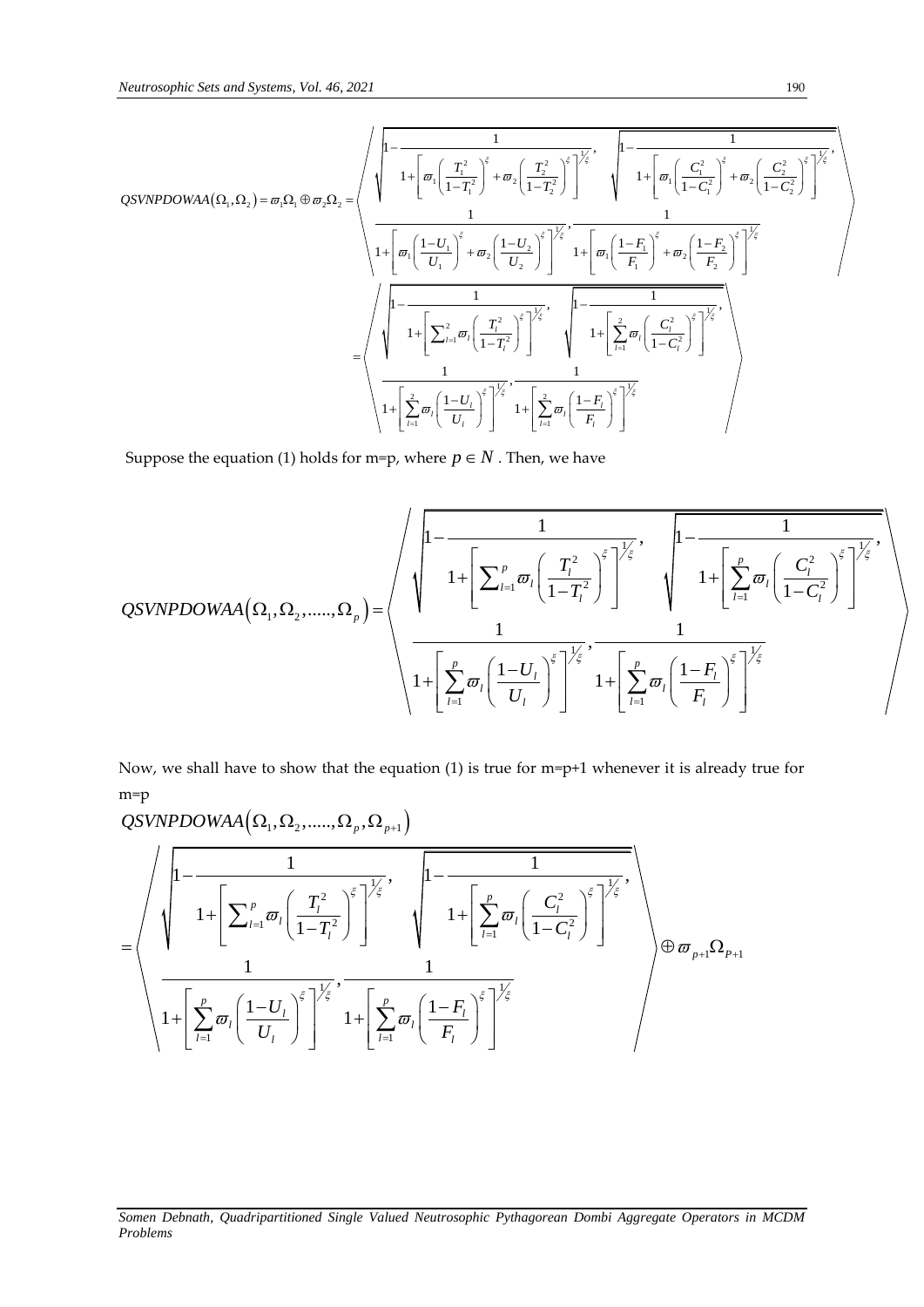$$QSVNPDOWAA(\Omega_1,\Omega_2)=\varpi_1\Omega_1\oplus\varpi_2\Omega_2=\left\langle \begin{array}{c} \sqrt{1-\dfrac{1}{1+\left[\varpi_1\left(\dfrac{T_1^2}{1-T_1^2}\right)^{\xi}+\varpi_2\left(\dfrac{T_2^2}{1-T_2^2}\right)^{\xi}\right]^{1/\xi}}},\ \sqrt{1-\dfrac{1}{1+\left[\varpi_1\left(\dfrac{C_1^2}{1-C_1^2}\right)^{\xi}+\varpi_2\left(\dfrac{C_2^2}{1-C_2^2}\right)^{\xi}\right]^{1/\xi}}}, \\ \dfrac{1}{1+\left[\varpi_1\left(\dfrac{1-U_1}{U_1}\right)^{\xi}+\varpi_2\left(\dfrac{1-U_2}{U_2}\right)^{\xi}\right]^{1/\xi}},\dfrac{1}{1+\left[\varpi_1\left(\dfrac{1-F_1}{F_1}\right)^{\xi}+\varpi_2\left(\dfrac{1-F_2}{F_2}\right)^{\xi}\right]^{1/\xi}} \end{array} \right\rangle$$

$$=\left\langle \begin{array}{c} \sqrt{1-\dfrac{1}{1+\left[\sum_{l=1}^{2}\varpi_l\left(\dfrac{T_l^2}{1-T_l^2}\right)^{\xi}\right]^{1/\xi}}},\ \sqrt{1-\dfrac{1}{1+\left[\sum_{l=1}^{2}\varpi_l\left(\dfrac{C_l^2}{1-C_l^2}\right)^{\xi}\right]^{1/\xi}}}, \\ \dfrac{1}{1+\left[\sum_{l=1}^{2}\varpi_l\left(\dfrac{1-U_l}{U_l}\right)^{\xi}\right]^{1/\xi}},\dfrac{1}{1+\left[\sum_{l=1}^{2}\varpi_l\left(\dfrac{1-F_l}{F_l}\right)^{\xi}\right]^{1/\xi}} \end{array} \right\rangle$$

Suppose the equation (1) holds for m=p, where $p\in N$ . Then, we have

$$QSVNPDOWAA(\Omega_1,\Omega_2,.....,\Omega_p)=\left\langle \begin{array}{c} \sqrt{1-\dfrac{1}{1+\left[\sum_{l=1}^{p}\varpi_l\left(\dfrac{T_l^2}{1-T_l^2}\right)^{\xi}\right]^{1/\xi}}},\ \sqrt{1-\dfrac{1}{1+\left[\sum_{l=1}^{p}\varpi_l\left(\dfrac{C_l^2}{1-C_l^2}\right)^{\xi}\right]^{1/\xi}}}, \\ \dfrac{1}{1+\left[\sum_{l=1}^{p}\varpi_l\left(\dfrac{1-U_l}{U_l}\right)^{\xi}\right]^{1/\xi}},\dfrac{1}{1+\left[\sum_{l=1}^{p}\varpi_l\left(\dfrac{1-F_l}{F_l}\right)^{\xi}\right]^{1/\xi}} \end{array} \right\rangle$$

Now, we shall have to show that the equation (1) is true for m=p+1 whenever it is already true for m=p

$QSVNPDOWAA(\Omega_1,\Omega_2,.....,\Omega_p,\Omega_{p+1})$

$$=\left\langle \begin{array}{c} \sqrt{1-\dfrac{1}{1+\left[\sum_{l=1}^{p}\varpi_l\left(\dfrac{T_l^2}{1-T_l^2}\right)^{\xi}\right]^{1/\xi}}},\ \sqrt{1-\dfrac{1}{1+\left[\sum_{l=1}^{p}\varpi_l\left(\dfrac{C_l^2}{1-C_l^2}\right)^{\xi}\right]^{1/\xi}}}, \\ \dfrac{1}{1+\left[\sum_{l=1}^{p}\varpi_l\left(\dfrac{1-U_l}{U_l}\right)^{\xi}\right]^{1/\xi}},\dfrac{1}{1+\left[\sum_{l=1}^{p}\varpi_l\left(\dfrac{1-F_l}{F_l}\right)^{\xi}\right]^{1/\xi}} \end{array} \right\rangle\oplus\varpi_{p+1}\Omega_{P+1}$$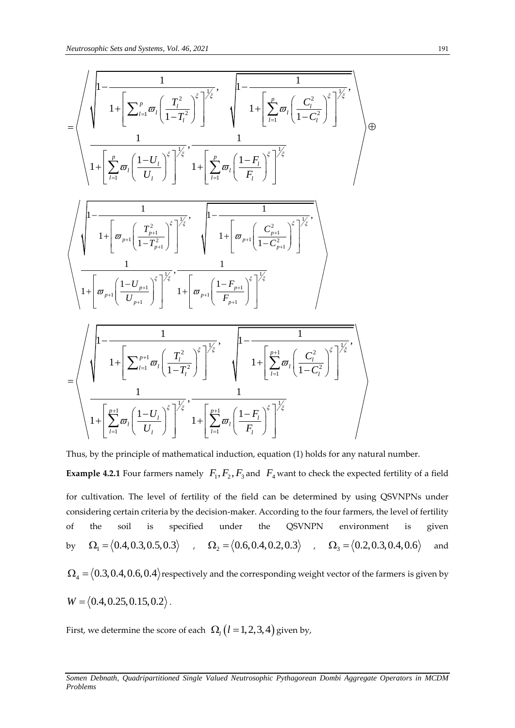$$
= \left\langle \begin{array}{l} \sqrt{1-\dfrac{1}{1+\left[\sum_{l=1}^{p}\varpi_l\left(\dfrac{T_l^2}{1-T_l^2}\right)^{\xi}\right]^{1/\xi}}}, \sqrt{1-\dfrac{1}{1+\left[\sum_{l=1}^{p}\varpi_l\left(\dfrac{C_l^2}{1-C_l^2}\right)^{\xi}\right]^{1/\xi}}}, \\ \dfrac{1}{1+\left[\sum_{l=1}^{p}\varpi_l\left(\dfrac{1-U_l}{U_l}\right)^{\xi}\right]^{1/\xi}}, \dfrac{1}{1+\left[\sum_{l=1}^{p}\varpi_l\left(\dfrac{1-F_l}{F_l}\right)^{\xi}\right]^{1/\xi}} \end{array} \right\rangle \oplus
$$

$$
\left\langle \begin{array}{l} \sqrt{1-\dfrac{1}{1+\left[\varpi_{p+1}\left(\dfrac{T_{p+1}^2}{1-T_{p+1}^2}\right)^{\xi}\right]^{1/\xi}}}, \sqrt{1-\dfrac{1}{1+\left[\varpi_{p+1}\left(\dfrac{C_{p+1}^2}{1-C_{p+1}^2}\right)^{\xi}\right]^{1/\xi}}}, \\ \dfrac{1}{1+\left[\varpi_{p+1}\left(\dfrac{1-U_{p+1}}{U_{p+1}}\right)^{\xi}\right]^{1/\xi}}, \dfrac{1}{1+\left[\varpi_{p+1}\left(\dfrac{1-F_{p+1}}{F_{p+1}}\right)^{\xi}\right]^{1/\xi}} \end{array} \right\rangle
$$

$$
= \left\langle \begin{array}{l} \sqrt{1-\dfrac{1}{1+\left[\sum_{l=1}^{p+1}\varpi_l\left(\dfrac{T_l^2}{1-T_l^2}\right)^{\xi}\right]^{1/\xi}}}, \sqrt{1-\dfrac{1}{1+\left[\sum_{l=1}^{p+1}\varpi_l\left(\dfrac{C_l^2}{1-C_l^2}\right)^{\xi}\right]^{1/\xi}}}, \\ \dfrac{1}{1+\left[\sum_{l=1}^{p+1}\varpi_l\left(\dfrac{1-U_l}{U_l}\right)^{\xi}\right]^{1/\xi}}, \dfrac{1}{1+\left[\sum_{l=1}^{p+1}\varpi_l\left(\dfrac{1-F_l}{F_l}\right)^{\xi}\right]^{1/\xi}} \end{array} \right\rangle
$$

Thus, by the principle of mathematical induction, equation (1) holds for any natural number.

**Example 4.2.1** Four farmers namely $F_1, F_2, F_3$ and $F_4$ want to check the expected fertility of a field for cultivation. The level of fertility of the field can be determined by using QSVNPNs under considering certain criteria by the decision-maker. According to the four farmers, the level of fertility of the soil is specified under the QSVNPN environment is given by $\Omega_1 = \langle 0.4, 0.3, 0.5, 0.3 \rangle$ , $\Omega_2 = \langle 0.6, 0.4, 0.2, 0.3 \rangle$ , $\Omega_3 = \langle 0.2, 0.3, 0.4, 0.6 \rangle$ and $\Omega_4 = \langle 0.3, 0.4, 0.6, 0.4 \rangle$ respectively and the corresponding weight vector of the farmers is given by $W = \langle 0.4, 0.25, 0.15, 0.2 \rangle$.

First, we determine the score of each $\Omega_l \,(l = 1, 2, 3, 4)$ given by,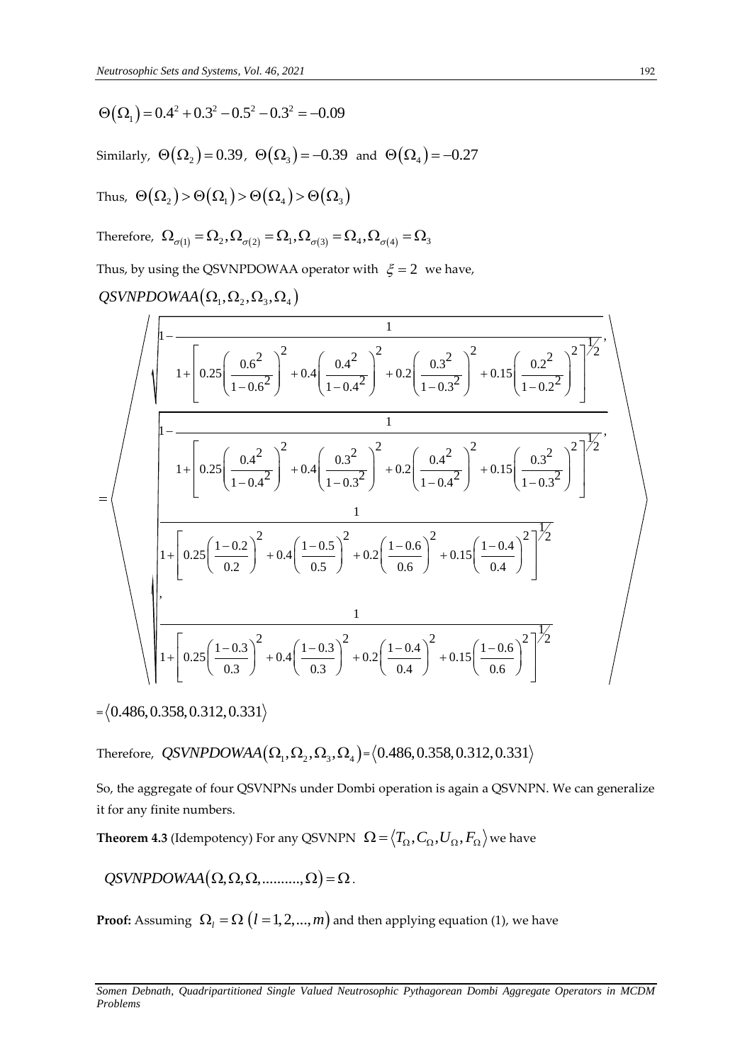$\Theta(\Omega_1) = 0.4^2 + 0.3^2 - 0.5^2 - 0.3^2 = -0.09$

Similarly, $\Theta(\Omega_2) = 0.39$, $\Theta(\Omega_3) = -0.39$ and $\Theta(\Omega_4) = -0.27$

Thus, $\Theta(\Omega_2) > \Theta(\Omega_1) > \Theta(\Omega_4) > \Theta(\Omega_3)$

Therefore, $\Omega_{\sigma(1)} = \Omega_2, \Omega_{\sigma(2)} = \Omega_1, \Omega_{\sigma(3)} = \Omega_4, \Omega_{\sigma(4)} = \Omega_3$

Thus, by using the QSVNPDOWAA operator with $\xi = 2$ we have,

$QSVNPDOWAA(\Omega_1, \Omega_2, \Omega_3, \Omega_4)$

$$
= \left\langle
\begin{array}{l}
\sqrt{1 - \dfrac{1}{1 + \left[ 0.25\left(\dfrac{0.6^2}{1-0.6^2}\right)^2 + 0.4\left(\dfrac{0.4^2}{1-0.4^2}\right)^2 + 0.2\left(\dfrac{0.3^2}{1-0.3^2}\right)^2 + 0.15\left(\dfrac{0.2^2}{1-0.2^2}\right)^2 \right]^{1/2}}}, \\[2ex]
\sqrt{1 - \dfrac{1}{1 + \left[ 0.25\left(\dfrac{0.4^2}{1-0.4^2}\right)^2 + 0.4\left(\dfrac{0.3^2}{1-0.3^2}\right)^2 + 0.2\left(\dfrac{0.4^2}{1-0.4^2}\right)^2 + 0.15\left(\dfrac{0.3^2}{1-0.3^2}\right)^2 \right]^{1/2}}}, \\[2ex]
\sqrt{\dfrac{1}{1 + \left[ 0.25\left(\dfrac{1-0.2}{0.2}\right)^2 + 0.4\left(\dfrac{1-0.5}{0.5}\right)^2 + 0.2\left(\dfrac{1-0.6}{0.6}\right)^2 + 0.15\left(\dfrac{1-0.4}{0.4}\right)^2 \right]^{1/2}}}, \\[2ex]
\sqrt{\dfrac{1}{1 + \left[ 0.25\left(\dfrac{1-0.3}{0.3}\right)^2 + 0.4\left(\dfrac{1-0.3}{0.3}\right)^2 + 0.2\left(\dfrac{1-0.4}{0.4}\right)^2 + 0.15\left(\dfrac{1-0.6}{0.6}\right)^2 \right]^{1/2}}}
\end{array}
\right\rangle
$$

$= \langle 0.486, 0.358, 0.312, 0.331 \rangle$

Therefore, $QSVNPDOWAA(\Omega_1, \Omega_2, \Omega_3, \Omega_4) = \langle 0.486, 0.358, 0.312, 0.331 \rangle$

So, the aggregate of four QSVNPNs under Dombi operation is again a QSVNPN. We can generalize it for any finite numbers.

**Theorem 4.3** (Idempotency) For any QSVNPN $\Omega = \langle T_\Omega, C_\Omega, U_\Omega, F_\Omega \rangle$ we have

$$QSVNPDOWAA(\Omega, \Omega, \Omega, \ldots\ldots\ldots, \Omega) = \Omega.$$

**Proof:** Assuming $\Omega_l = \Omega \; (l = 1, 2, \ldots, m)$ and then applying equation (1), we have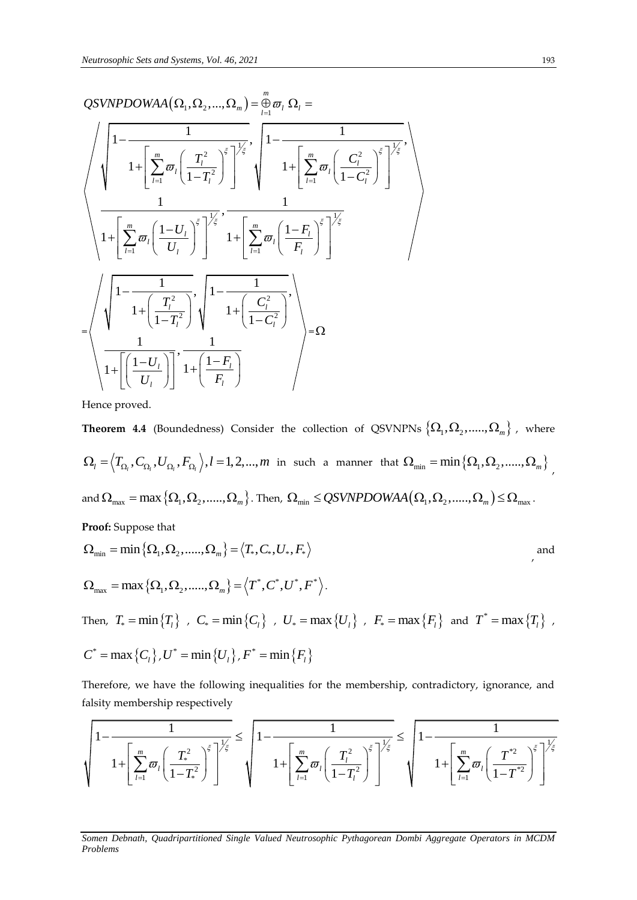$$QSVNPDOWAA\left(\Omega_1,\Omega_2,...,\Omega_m\right)=\overset{m}{\underset{l=1}{\oplus}}\varpi_l\ \Omega_l=$$

$$\left\langle \begin{array}{l} \sqrt{1-\dfrac{1}{1+\left[\sum_{l=1}^{m}\varpi_l\left(\dfrac{T_l^2}{1-T_l^2}\right)^{\xi}\right]^{1/\xi}}},\ \sqrt{1-\dfrac{1}{1+\left[\sum_{l=1}^{m}\varpi_l\left(\dfrac{C_l^2}{1-C_l^2}\right)^{\xi}\right]^{1/\xi}}}, \\ \dfrac{1}{1+\left[\sum_{l=1}^{m}\varpi_l\left(\dfrac{1-U_l}{U_l}\right)^{\xi}\right]^{1/\xi}},\dfrac{1}{1+\left[\sum_{l=1}^{m}\varpi_l\left(\dfrac{1-F_l}{F_l}\right)^{\xi}\right]^{1/\xi}} \end{array}\right\rangle$$

$$=\left\langle \begin{array}{l} \sqrt{1-\dfrac{1}{1+\left(\dfrac{T_l^2}{1-T_l^2}\right)}},\ \sqrt{1-\dfrac{1}{1+\left(\dfrac{C_l^2}{1-C_l^2}\right)}}, \\ \dfrac{1}{1+\left[\left(\dfrac{1-U_l}{U_l}\right)\right]},\dfrac{1}{1+\left(\dfrac{1-F_l}{F_l}\right)} \end{array}\right\rangle=\Omega$$

Hence proved.

**Theorem 4.4** (Boundedness) Consider the collection of QSVNPNs $\{\Omega_1,\Omega_2,.....,\Omega_m\}$, where $\Omega_l=\left\langle T_{\Omega_l},C_{\Omega_l},U_{\Omega_l},F_{\Omega_l}\right\rangle, l=1,2,...,m$ in such a manner that $\Omega_{\min}=\min\{\Omega_1,\Omega_2,.....,\Omega_m\}$, and $\Omega_{\max}=\max\{\Omega_1,\Omega_2,.....,\Omega_m\}$. Then, $\Omega_{\min}\le QSVNPDOWAA\left(\Omega_1,\Omega_2,.....,\Omega_m\right)\le\Omega_{\max}$.

**Proof:** Suppose that

$$\Omega_{\min}=\min\{\Omega_1,\Omega_2,.....,\Omega_m\}=\left\langle T_*,C_*,U_*,F_*\right\rangle,$$ and

$$\Omega_{\max}=\max\{\Omega_1,\Omega_2,.....,\Omega_m\}=\left\langle T^*,C^*,U^*,F^*\right\rangle.$$

Then, $T_*=\min\{T_l\}$ , $C_*=\min\{C_l\}$ , $U_*=\max\{U_l\}$ , $F_*=\max\{F_l\}$ and $T^*=\max\{T_l\}$ , $C^*=\max\{C_l\}$, $U^*=\min\{U_l\}$, $F^*=\min\{F_l\}$

Therefore, we have the following inequalities for the membership, contradictory, ignorance, and falsity membership respectively

$$\sqrt{1-\frac{1}{1+\left[\sum_{l=1}^{m}\varpi_l\left(\frac{T_*^2}{1-T_*^2}\right)^{\xi}\right]^{1/\xi}}}\le\sqrt{1-\frac{1}{1+\left[\sum_{l=1}^{m}\varpi_l\left(\frac{T_l^2}{1-T_l^2}\right)^{\xi}\right]^{1/\xi}}}\le\sqrt{1-\frac{1}{1+\left[\sum_{l=1}^{m}\varpi_l\left(\frac{T^{*2}}{1-T^{*2}}\right)^{\xi}\right]^{1/\xi}}}$$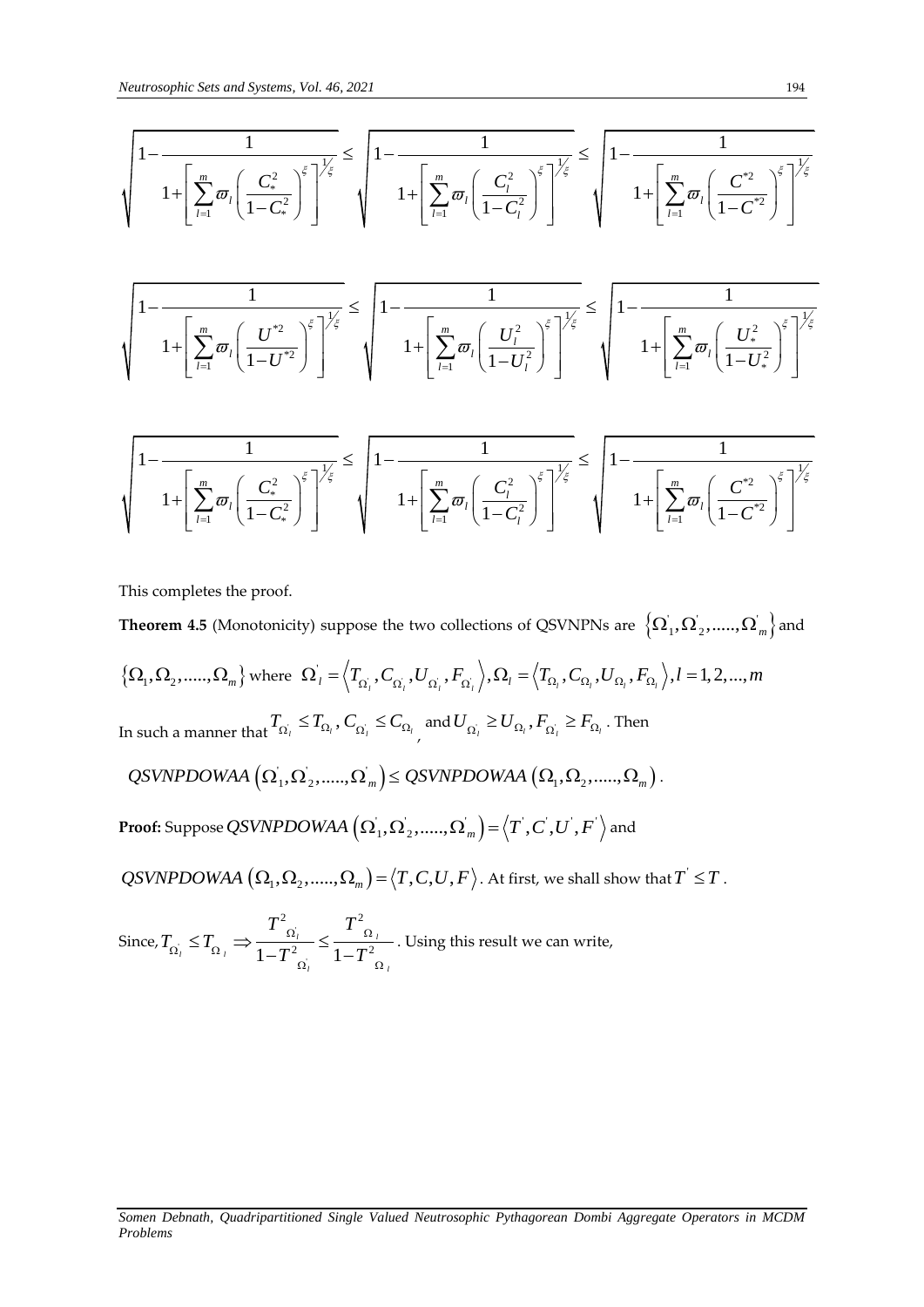$$\sqrt{1-\frac{1}{1+\left[\sum_{l=1}^{m}\varpi_l\left(\frac{C_*^2}{1-C_*^2}\right)^{\xi}\right]^{1/\xi}}} \leq \sqrt{1-\frac{1}{1+\left[\sum_{l=1}^{m}\varpi_l\left(\frac{C_l^2}{1-C_l^2}\right)^{\xi}\right]^{1/\xi}}} \leq \sqrt{1-\frac{1}{1+\left[\sum_{l=1}^{m}\varpi_l\left(\frac{C^{*2}}{1-C^{*2}}\right)^{\xi}\right]^{1/\xi}}}$$

$$\sqrt{1-\frac{1}{1+\left[\sum_{l=1}^{m}\varpi_l\left(\frac{U^{*2}}{1-U^{*2}}\right)^{\xi}\right]^{1/\xi}}} \leq \sqrt{1-\frac{1}{1+\left[\sum_{l=1}^{m}\varpi_l\left(\frac{U_l^2}{1-U_l^2}\right)^{\xi}\right]^{1/\xi}}} \leq \sqrt{1-\frac{1}{1+\left[\sum_{l=1}^{m}\varpi_l\left(\frac{U_*^2}{1-U_*^2}\right)^{\xi}\right]^{1/\xi}}}$$

$$\sqrt{1-\frac{1}{1+\left[\sum_{l=1}^{m}\varpi_l\left(\frac{C_*^2}{1-C_*^2}\right)^{\xi}\right]^{1/\xi}}} \leq \sqrt{1-\frac{1}{1+\left[\sum_{l=1}^{m}\varpi_l\left(\frac{C_l^2}{1-C_l^2}\right)^{\xi}\right]^{1/\xi}}} \leq \sqrt{1-\frac{1}{1+\left[\sum_{l=1}^{m}\varpi_l\left(\frac{C^{*2}}{1-C^{*2}}\right)^{\xi}\right]^{1/\xi}}}$$

This completes the proof.

**Theorem 4.5** (Monotonicity) suppose the two collections of QSVNPNs are $\left\{\Omega_1^{'},\Omega_2^{'},.....,\Omega_m^{'}\right\}$ and $\left\{\Omega_1,\Omega_2,.....,\Omega_m\right\}$ where $\Omega_l^{'}=\left\langle T_{\Omega_l^{'}},C_{\Omega_l^{'}},U_{\Omega_l^{'}},F_{\Omega_l^{'}}\right\rangle,\Omega_l=\left\langle T_{\Omega_l},C_{\Omega_l},U_{\Omega_l},F_{\Omega_l}\right\rangle,l=1,2,...,m$

In such a manner that $T_{\Omega_l^{'}}\leq T_{\Omega_l},C_{\Omega_l^{'}}\leq C_{\Omega_l}$, and $U_{\Omega_l^{'}}\geq U_{\Omega_l},F_{\Omega_l^{'}}\geq F_{\Omega_l}$. Then

$QSVNPDOWAA\left(\Omega_1^{'},\Omega_2^{'},.....,\Omega_m^{'}\right)\leq QSVNPDOWAA\left(\Omega_1,\Omega_2,.....,\Omega_m\right)$.

**Proof:** Suppose $QSVNPDOWAA\left(\Omega_1^{'},\Omega_2^{'},.....,\Omega_m^{'}\right)=\left\langle T^{'},C^{'},U^{'},F^{'}\right\rangle$ and

$QSVNPDOWAA\left(\Omega_1,\Omega_2,.....,\Omega_m\right)=\left\langle T,C,U,F\right\rangle$. At first, we shall show that $T^{'}\leq T$.

Since, $T_{\Omega_l^{'}}\leq T_{\Omega_l}\Rightarrow\frac{T^2_{\Omega_l^{'}}}{1-T^2_{\Omega_l^{'}}}\leq\frac{T^2_{\Omega_l}}{1-T^2_{\Omega_l}}$. Using this result we can write,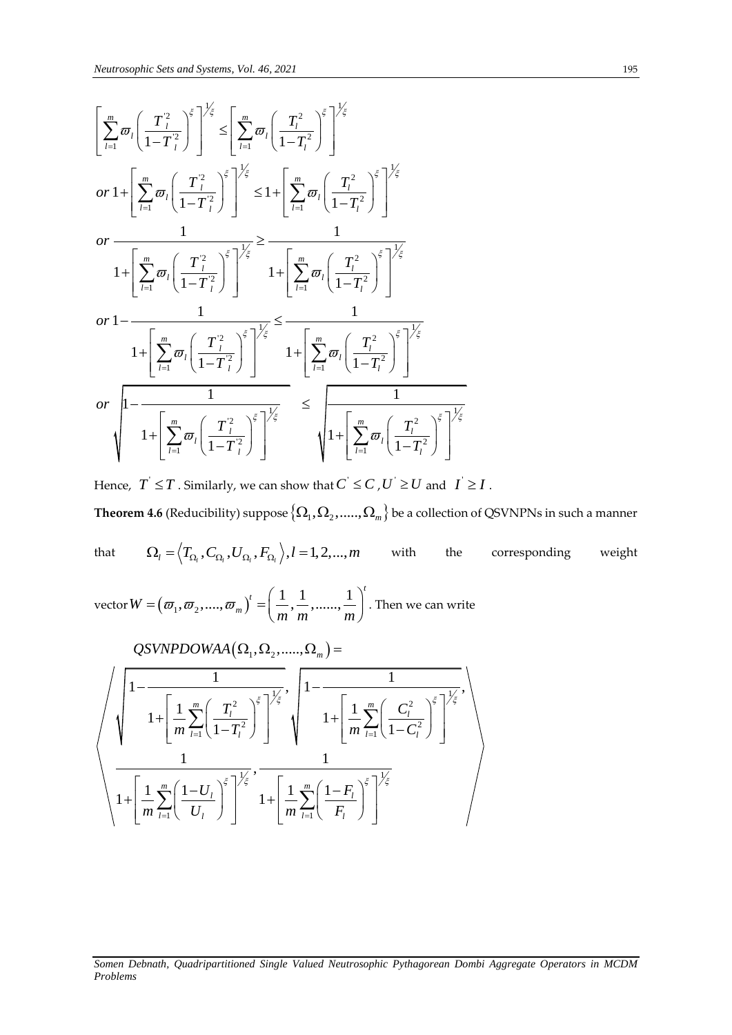$$\left[\sum_{l=1}^{m}\varpi_l\left(\frac{T_l^{'2}}{1-T_l^{'2}}\right)^{\xi}\right]^{1/\xi} \leq \left[\sum_{l=1}^{m}\varpi_l\left(\frac{T_l^{2}}{1-T_l^{2}}\right)^{\xi}\right]^{1/\xi}$$

$$or\ 1+\left[\sum_{l=1}^{m}\varpi_l\left(\frac{T_l^{'2}}{1-T_l^{'2}}\right)^{\xi}\right]^{1/\xi} \leq 1+\left[\sum_{l=1}^{m}\varpi_l\left(\frac{T_l^{2}}{1-T_l^{2}}\right)^{\xi}\right]^{1/\xi}$$

$$or\ \frac{1}{1+\left[\sum_{l=1}^{m}\varpi_l\left(\frac{T_l^{'2}}{1-T_l^{'2}}\right)^{\xi}\right]^{1/\xi}} \geq \frac{1}{1+\left[\sum_{l=1}^{m}\varpi_l\left(\frac{T_l^{2}}{1-T_l^{2}}\right)^{\xi}\right]^{1/\xi}}$$

$$or\ 1-\frac{1}{1+\left[\sum_{l=1}^{m}\varpi_l\left(\frac{T_l^{'2}}{1-T_l^{'2}}\right)^{\xi}\right]^{1/\xi}} \leq \frac{1}{1+\left[\sum_{l=1}^{m}\varpi_l\left(\frac{T_l^{2}}{1-T_l^{2}}\right)^{\xi}\right]^{1/\xi}}$$

$$or\ \sqrt{1-\frac{1}{1+\left[\sum_{l=1}^{m}\varpi_l\left(\frac{T_l^{'2}}{1-T_l^{'2}}\right)^{\xi}\right]^{1/\xi}}} \leq \sqrt{\frac{1}{1+\left[\sum_{l=1}^{m}\varpi_l\left(\frac{T_l^{2}}{1-T_l^{2}}\right)^{\xi}\right]^{1/\xi}}}$$

Hence, $T^{'} \leq T$. Similarly, we can show that $C^{'} \leq C$, $U^{'} \geq U$ and $I^{'} \geq I$.

**Theorem 4.6** (Reducibility) suppose $\{\Omega_1, \Omega_2, \ldots, \Omega_m\}$ be a collection of QSVNPNs in such a manner that $\Omega_l = \left\langle T_{\Omega_l}, C_{\Omega_l}, U_{\Omega_l}, F_{\Omega_l} \right\rangle, l = 1, 2, \ldots, m$ with the corresponding weight vector $W = (\varpi_1, \varpi_2, \ldots, \varpi_m)^t = \left(\frac{1}{m}, \frac{1}{m}, \ldots, \frac{1}{m}\right)^t$. Then we can write

$$QSVNPDOWAA(\Omega_1, \Omega_2, \ldots, \Omega_m) =$$

$$\left\langle \begin{array}{l} \sqrt{1-\dfrac{1}{1+\left[\dfrac{1}{m}\sum_{l=1}^{m}\left(\dfrac{T_l^{2}}{1-T_l^{2}}\right)^{\xi}\right]^{1/\xi}}}, \sqrt{1-\dfrac{1}{1+\left[\dfrac{1}{m}\sum_{l=1}^{m}\left(\dfrac{C_l^{2}}{1-C_l^{2}}\right)^{\xi}\right]^{1/\xi}}}, \\ \dfrac{1}{1+\left[\dfrac{1}{m}\sum_{l=1}^{m}\left(\dfrac{1-U_l}{U_l}\right)^{\xi}\right]^{1/\xi}}, \dfrac{1}{1+\left[\dfrac{1}{m}\sum_{l=1}^{m}\left(\dfrac{1-F_l}{F_l}\right)^{\xi}\right]^{1/\xi}} \end{array} \right\rangle$$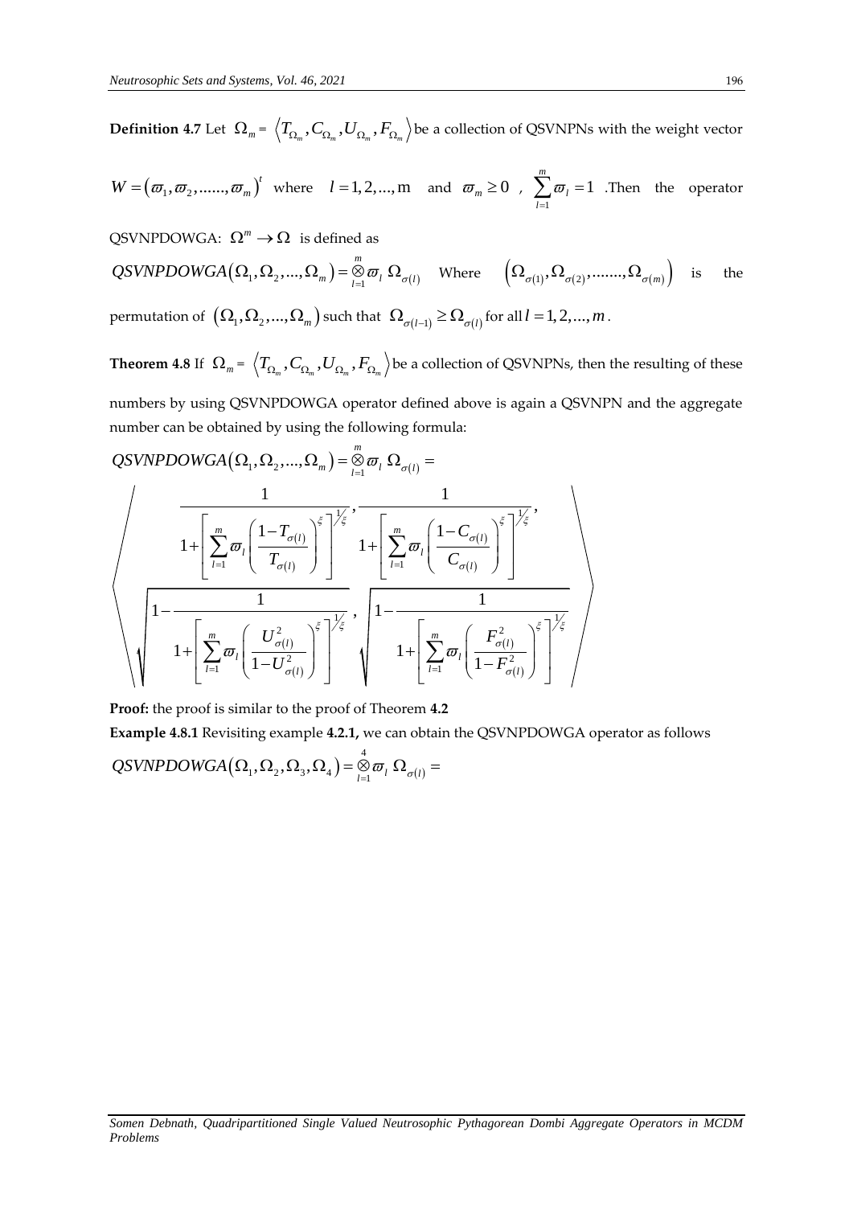**Definition 4.7** Let $\Omega_m = \left\langle T_{\Omega_m}, C_{\Omega_m}, U_{\Omega_m}, F_{\Omega_m} \right\rangle$ be a collection of QSVNPNs with the weight vector $W = (\varpi_1, \varpi_2, ......, \varpi_m)^t$ where $l = 1, 2, ..., \mathrm{m}$ and $\varpi_m \geq 0$ , $\sum_{l=1}^{m} \varpi_l = 1$ .Then the operator QSVNPDOWGA: $\Omega^m \to \Omega$ is defined as

$QSVNPDOWGA(\Omega_1, \Omega_2, ..., \Omega_m) = \overset{m}{\underset{l=1}{\otimes}} \varpi_l \; \Omega_{\sigma(l)}$ Where $\left(\Omega_{\sigma(1)}, \Omega_{\sigma(2)}, ......, \Omega_{\sigma(m)}\right)$ is the permutation of $(\Omega_1, \Omega_2, ..., \Omega_m)$ such that $\Omega_{\sigma(l-1)} \geq \Omega_{\sigma(l)}$ for all $l = 1, 2, ..., m$.

**Theorem 4.8** If $\Omega_m = \left\langle T_{\Omega_m}, C_{\Omega_m}, U_{\Omega_m}, F_{\Omega_m} \right\rangle$ be a collection of QSVNPNs, then the resulting of these numbers by using QSVNPDOWGA operator defined above is again a QSVNPN and the aggregate number can be obtained by using the following formula:

$$QSVNPDOWGA(\Omega_1, \Omega_2, ..., \Omega_m) = \overset{m}{\underset{l=1}{\otimes}} \varpi_l \; \Omega_{\sigma(l)} =$$

$$\left\langle \begin{array}{c} \dfrac{1}{1 + \left[ \sum_{l=1}^{m} \varpi_l \left( \dfrac{1 - T_{\sigma(l)}}{T_{\sigma(l)}} \right)^{\xi} \right]^{1/\xi}}, \dfrac{1}{1 + \left[ \sum_{l=1}^{m} \varpi_l \left( \dfrac{1 - C_{\sigma(l)}}{C_{\sigma(l)}} \right)^{\xi} \right]^{1/\xi}}, \\ \sqrt{1 - \dfrac{1}{1 + \left[ \sum_{l=1}^{m} \varpi_l \left( \dfrac{U_{\sigma(l)}^2}{1 - U_{\sigma(l)}^2} \right)^{\xi} \right]^{1/\xi}}}, \sqrt{1 - \dfrac{1}{1 + \left[ \sum_{l=1}^{m} \varpi_l \left( \dfrac{F_{\sigma(l)}^2}{1 - F_{\sigma(l)}^2} \right)^{\xi} \right]^{1/\xi}}} \end{array} \right\rangle$$

**Proof:** the proof is similar to the proof of Theorem **4.2**

**Example 4.8.1** Revisiting example **4.2.1,** we can obtain the QSVNPDOWGA operator as follows

$$QSVNPDOWGA(\Omega_1, \Omega_2, \Omega_3, \Omega_4) = \overset{4}{\underset{l=1}{\otimes}} \varpi_l \; \Omega_{\sigma(l)} =$$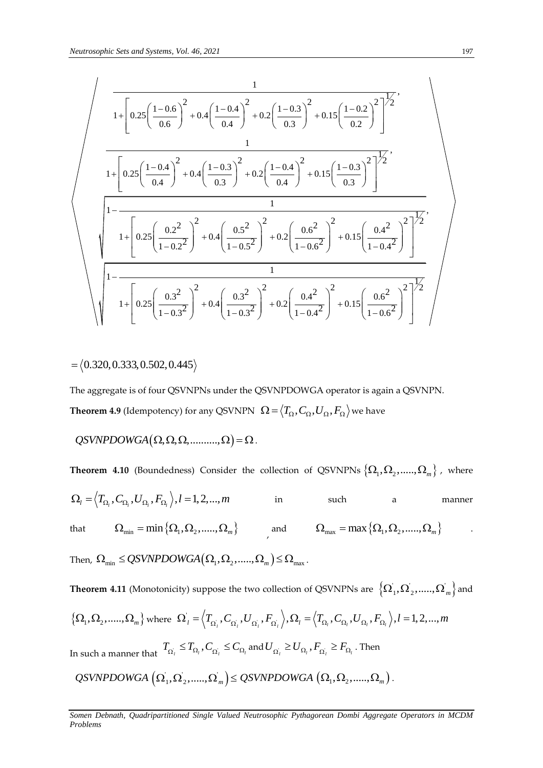$$\left\langle \begin{array}{c} \dfrac{1}{1+\left[0.25\left(\dfrac{1-0.6}{0.6}\right)^2+0.4\left(\dfrac{1-0.4}{0.4}\right)^2+0.2\left(\dfrac{1-0.3}{0.3}\right)^2+0.15\left(\dfrac{1-0.2}{0.2}\right)^2\right]^{1/2}}, \\ \dfrac{1}{1+\left[0.25\left(\dfrac{1-0.4}{0.4}\right)^2+0.4\left(\dfrac{1-0.3}{0.3}\right)^2+0.2\left(\dfrac{1-0.4}{0.4}\right)^2+0.15\left(\dfrac{1-0.3}{0.3}\right)^2\right]^{1/2}}, \\ \sqrt{1-\dfrac{1}{1+\left[0.25\left(\dfrac{0.2^2}{1-0.2^2}\right)^2+0.4\left(\dfrac{0.5^2}{1-0.5^2}\right)^2+0.2\left(\dfrac{0.6^2}{1-0.6^2}\right)^2+0.15\left(\dfrac{0.4^2}{1-0.4^2}\right)^2\right]^{1/2}}}, \\ \sqrt{1-\dfrac{1}{1+\left[0.25\left(\dfrac{0.3^2}{1-0.3^2}\right)^2+0.4\left(\dfrac{0.3^2}{1-0.3^2}\right)^2+0.2\left(\dfrac{0.4^2}{1-0.4^2}\right)^2+0.15\left(\dfrac{0.6^2}{1-0.6^2}\right)^2\right]^{1/2}}} \end{array} \right\rangle$$

$$= \langle 0.320, 0.333, 0.502, 0.445 \rangle$$

The aggregate is of four QSVNPNs under the QSVNPDOWGA operator is again a QSVNPN.

**Theorem 4.9** (Idempotency) for any QSVNPN $\Omega = \langle T_\Omega, C_\Omega, U_\Omega, F_\Omega \rangle$ we have

$$QSVNPDOWGA(\Omega, \Omega, \Omega, \ldots\ldots\ldots, \Omega) = \Omega.$$

**Theorem 4.10** (Boundedness) Consider the collection of QSVNPNs $\{\Omega_1, \Omega_2, \ldots.., \Omega_m\}$, where $\Omega_l = \langle T_{\Omega_l}, C_{\Omega_l}, U_{\Omega_l}, F_{\Omega_l} \rangle, l = 1, 2, \ldots, m$ in such a manner that $\Omega_{\min} = \min\{\Omega_1, \Omega_2, \ldots.., \Omega_m\}$, and $\Omega_{\max} = \max\{\Omega_1, \Omega_2, \ldots.., \Omega_m\}$.

Then, $\Omega_{\min} \leq QSVNPDOWGA(\Omega_1, \Omega_2, \ldots.., \Omega_m) \leq \Omega_{\max}$.

**Theorem 4.11** (Monotonicity) suppose the two collection of QSVNPNs are $\{\Omega'_1, \Omega'_2, \ldots.., \Omega'_m\}$ and $\{\Omega_1, \Omega_2, \ldots.., \Omega_m\}$ where $\Omega'_l = \langle T_{\Omega'_l}, C_{\Omega'_l}, U_{\Omega'_l}, F_{\Omega'_l} \rangle, \Omega_l = \langle T_{\Omega_l}, C_{\Omega_l}, U_{\Omega_l}, F_{\Omega_l} \rangle, l = 1, 2, \ldots, m$

In such a manner that $T_{\Omega'_l} \leq T_{\Omega_l}, C_{\Omega'_l} \leq C_{\Omega_l}$ and $U_{\Omega'_l} \geq U_{\Omega_l}, F_{\Omega'_l} \geq F_{\Omega_l}$. Then

$$QSVNPDOWGA(\Omega'_1, \Omega'_2, \ldots.., \Omega'_m) \leq QSVNPDOWGA(\Omega_1, \Omega_2, \ldots.., \Omega_m).$$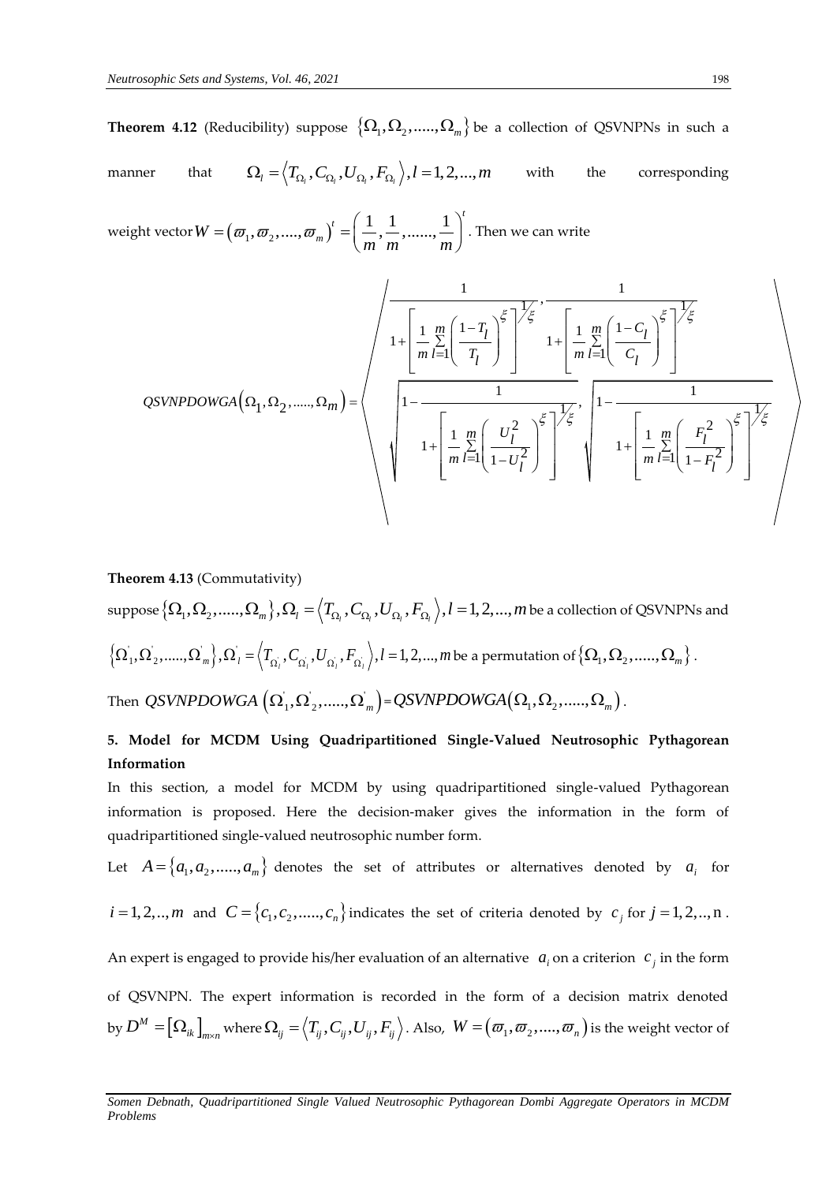**Theorem 4.12** (Reducibility) suppose $\{\Omega_1, \Omega_2, ....., \Omega_m\}$ be a collection of QSVNPNs in such a manner that $\Omega_l = \langle T_{\Omega_l}, C_{\Omega_l}, U_{\Omega_l}, F_{\Omega_l} \rangle, l = 1, 2, ..., m$ with the corresponding weight vector $W = (\varpi_1, \varpi_2, ...., \varpi_m)^t = \left(\frac{1}{m}, \frac{1}{m}, ......, \frac{1}{m}\right)^t$. Then we can write

$$QSVNPDOWGA(\Omega_1, \Omega_2, ....., \Omega_m) = \left\langle \begin{array}{c} \dfrac{1}{1+\left[\dfrac{1}{m}\sum\limits_{l=1}^{m}\left(\dfrac{1-T_l}{T_l}\right)^{\xi}\right]^{1/\xi}}, \dfrac{1}{1+\left[\dfrac{1}{m}\sum\limits_{l=1}^{m}\left(\dfrac{1-C_l}{C_l}\right)^{\xi}\right]^{1/\xi}} \\ \sqrt{1-\dfrac{1}{1+\left[\dfrac{1}{m}\sum\limits_{l=1}^{m}\left(\dfrac{U_l^2}{1-U_l^2}\right)^{\xi}\right]^{1/\xi}}}, \sqrt{1-\dfrac{1}{1+\left[\dfrac{1}{m}\sum\limits_{l=1}^{m}\left(\dfrac{F_l^2}{1-F_l^2}\right)^{\xi}\right]^{1/\xi}}} \end{array} \right\rangle$$

**Theorem 4.13** (Commutativity)

suppose $\{\Omega_1, \Omega_2, ....., \Omega_m\}, \Omega_l = \langle T_{\Omega_l}, C_{\Omega_l}, U_{\Omega_l}, F_{\Omega_l} \rangle, l = 1, 2, ..., m$ be a collection of QSVNPNs and $\{\Omega'_1, \Omega'_2, ....., \Omega'_m\}, \Omega'_l = \langle T_{\Omega'_l}, C_{\Omega'_l}, U_{\Omega'_l}, F_{\Omega'_l} \rangle, l = 1, 2, ..., m$ be a permutation of $\{\Omega_1, \Omega_2, ....., \Omega_m\}$.

Then $QSVNPDOWGA(\Omega'_1, \Omega'_2, ....., \Omega'_m) = QSVNPDOWGA(\Omega_1, \Omega_2, ....., \Omega_m)$.

## 5. Model for MCDM Using Quadripartitioned Single-Valued Neutrosophic Pythagorean Information

In this section, a model for MCDM by using quadripartitioned single-valued Pythagorean information is proposed. Here the decision-maker gives the information in the form of quadripartitioned single-valued neutrosophic number form.

Let $A = \{a_1, a_2, ....., a_m\}$ denotes the set of attributes or alternatives denoted by $a_i$ for $i = 1, 2, .., m$ and $C = \{c_1, c_2, ....., c_n\}$ indicates the set of criteria denoted by $c_j$ for $j = 1, 2, .., n$.

An expert is engaged to provide his/her evaluation of an alternative $a_i$ on a criterion $c_j$ in the form of QSVNPN. The expert information is recorded in the form of a decision matrix denoted by $D^M = [\Omega_{ik}]_{m \times n}$ where $\Omega_{ij} = \langle T_{ij}, C_{ij}, U_{ij}, F_{ij} \rangle$. Also, $W = (\varpi_1, \varpi_2, ...., \varpi_n)$ is the weight vector of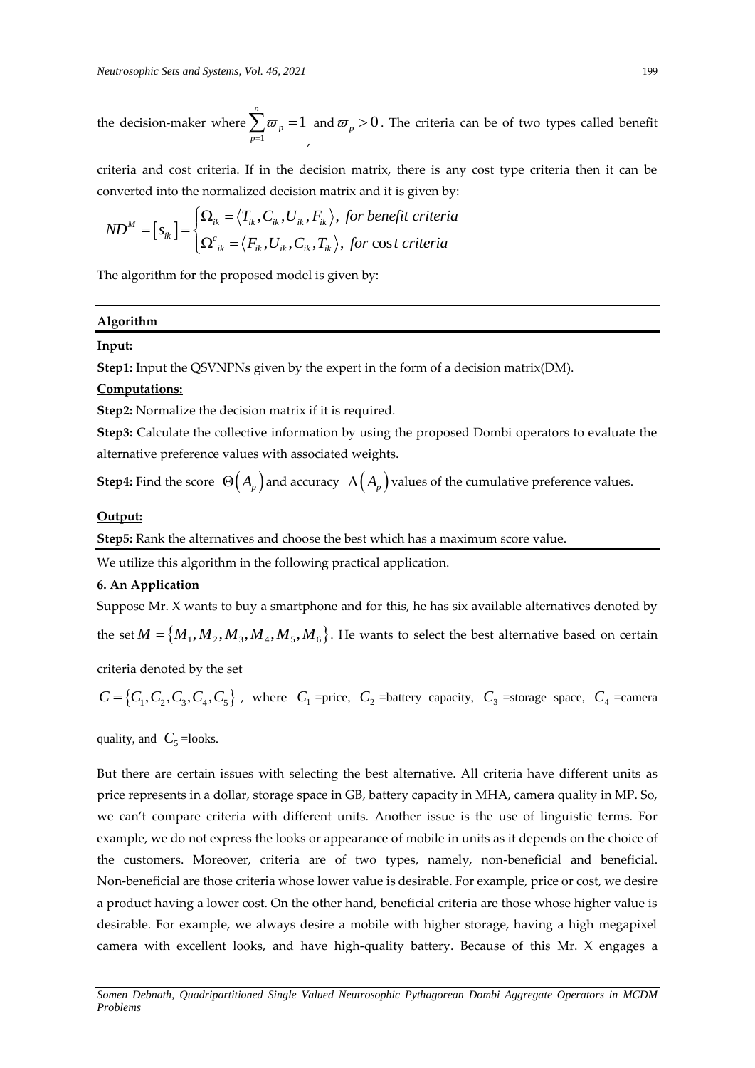the decision-maker where $\sum_{p=1}^{n} \varpi_p = 1$ and $\varpi_p > 0$, The criteria can be of two types called benefit criteria and cost criteria. If in the decision matrix, there is any cost type criteria then it can be converted into the normalized decision matrix and it is given by:

$$ND^M = [s_{ik}] = \begin{cases} \Omega_{ik} = \langle T_{ik}, C_{ik}, U_{ik}, F_{ik} \rangle, \text{ for benefit criteria} \\ \Omega^c_{ik} = \langle F_{ik}, U_{ik}, C_{ik}, T_{ik} \rangle, \text{ for cost criteria} \end{cases}$$

The algorithm for the proposed model is given by:

---

**Algorithm**

---

**Input:**

**Step1:** Input the QSVNPNs given by the expert in the form of a decision matrix(DM).

**Computations:**

**Step2:** Normalize the decision matrix if it is required.

**Step3:** Calculate the collective information by using the proposed Dombi operators to evaluate the alternative preference values with associated weights.

**Step4:** Find the score $\Theta(A_p)$ and accuracy $\Lambda(A_p)$ values of the cumulative preference values.

**Output:**

**Step5:** Rank the alternatives and choose the best which has a maximum score value.

---

We utilize this algorithm in the following practical application.

## 6. An Application

Suppose Mr. X wants to buy a smartphone and for this, he has six available alternatives denoted by the set $M = \{M_1, M_2, M_3, M_4, M_5, M_6\}$. He wants to select the best alternative based on certain criteria denoted by the set

$C = \{C_1, C_2, C_3, C_4, C_5\}$, where $C_1$ =price, $C_2$ =battery capacity, $C_3$ =storage space, $C_4$ =camera quality, and $C_5$ =looks.

But there are certain issues with selecting the best alternative. All criteria have different units as price represents in a dollar, storage space in GB, battery capacity in MHA, camera quality in MP. So, we can't compare criteria with different units. Another issue is the use of linguistic terms. For example, we do not express the looks or appearance of mobile in units as it depends on the choice of the customers. Moreover, criteria are of two types, namely, non-beneficial and beneficial. Non-beneficial are those criteria whose lower value is desirable. For example, price or cost, we desire a product having a lower cost. On the other hand, beneficial criteria are those whose higher value is desirable. For example, we always desire a mobile with higher storage, having a high megapixel camera with excellent looks, and have high-quality battery. Because of this Mr. X engages a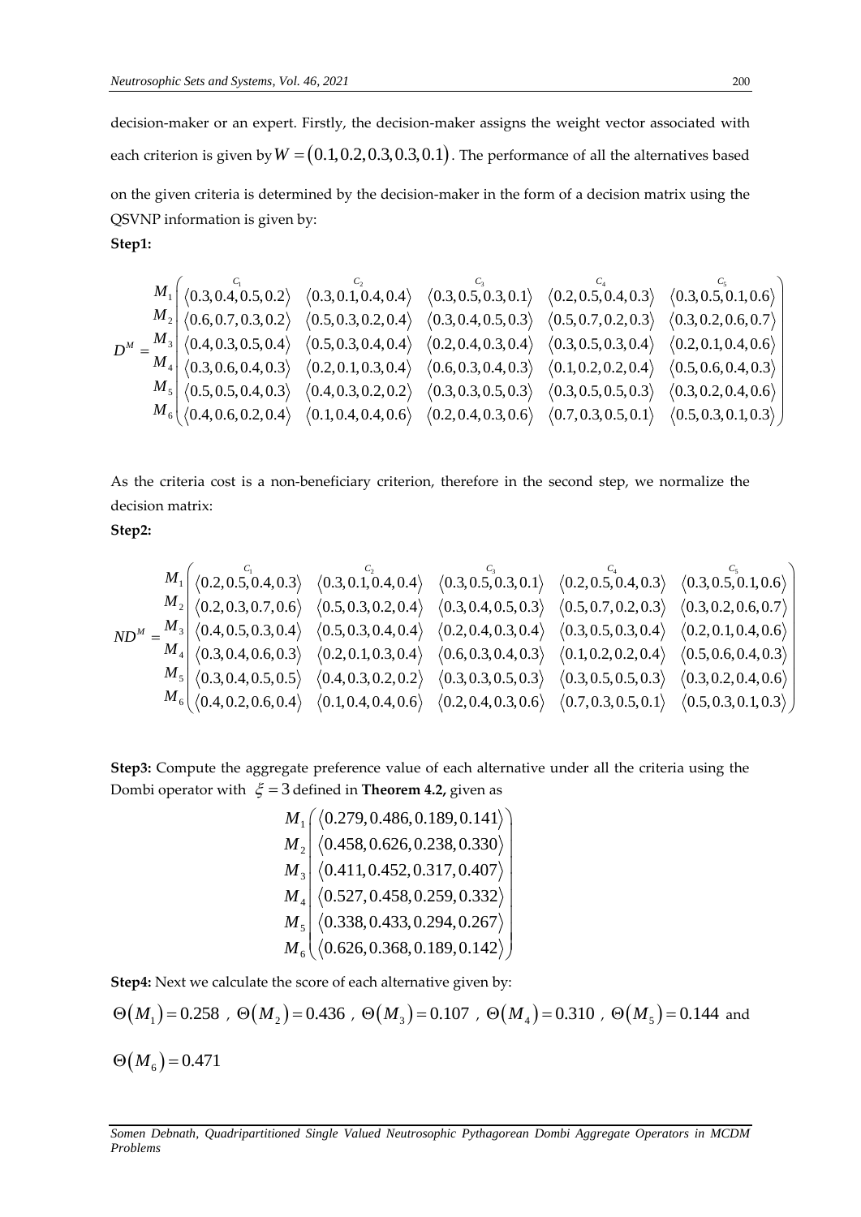decision-maker or an expert. Firstly, the decision-maker assigns the weight vector associated with each criterion is given by $W = (0.1, 0.2, 0.3, 0.3, 0.1)$. The performance of all the alternatives based on the given criteria is determined by the decision-maker in the form of a decision matrix using the QSVNP information is given by:

**Step1:**

$$D^M = \begin{matrix} M_1 \\ M_2 \\ M_3 \\ M_4 \\ M_5 \\ M_6 \end{matrix} \begin{pmatrix} \overset{C_1}{\langle 0.3, 0.4, 0.5, 0.2 \rangle} & \overset{C_2}{\langle 0.3, 0.1, 0.4, 0.4 \rangle} & \overset{C_3}{\langle 0.3, 0.5, 0.3, 0.1 \rangle} & \overset{C_4}{\langle 0.2, 0.5, 0.4, 0.3 \rangle} & \overset{C_5}{\langle 0.3, 0.5, 0.1, 0.6 \rangle} \\ \langle 0.6, 0.7, 0.3, 0.2 \rangle & \langle 0.5, 0.3, 0.2, 0.4 \rangle & \langle 0.3, 0.4, 0.5, 0.3 \rangle & \langle 0.5, 0.7, 0.2, 0.3 \rangle & \langle 0.3, 0.2, 0.6, 0.7 \rangle \\ \langle 0.4, 0.3, 0.5, 0.4 \rangle & \langle 0.5, 0.3, 0.4, 0.4 \rangle & \langle 0.2, 0.4, 0.3, 0.4 \rangle & \langle 0.3, 0.5, 0.3, 0.4 \rangle & \langle 0.2, 0.1, 0.4, 0.6 \rangle \\ \langle 0.3, 0.6, 0.4, 0.3 \rangle & \langle 0.2, 0.1, 0.3, 0.4 \rangle & \langle 0.6, 0.3, 0.4, 0.3 \rangle & \langle 0.1, 0.2, 0.2, 0.4 \rangle & \langle 0.5, 0.6, 0.4, 0.3 \rangle \\ \langle 0.5, 0.5, 0.4, 0.3 \rangle & \langle 0.4, 0.3, 0.2, 0.2 \rangle & \langle 0.3, 0.3, 0.5, 0.3 \rangle & \langle 0.3, 0.5, 0.5, 0.3 \rangle & \langle 0.3, 0.2, 0.4, 0.6 \rangle \\ \langle 0.4, 0.6, 0.2, 0.4 \rangle & \langle 0.1, 0.4, 0.4, 0.6 \rangle & \langle 0.2, 0.4, 0.3, 0.6 \rangle & \langle 0.7, 0.3, 0.5, 0.1 \rangle & \langle 0.5, 0.3, 0.1, 0.3 \rangle \end{pmatrix}$$

As the criteria cost is a non-beneficiary criterion, therefore in the second step, we normalize the decision matrix:

**Step2:**

$$ND^M = \begin{matrix} M_1 \\ M_2 \\ M_3 \\ M_4 \\ M_5 \\ M_6 \end{matrix} \begin{pmatrix} \overset{C_1}{\langle 0.2, 0.5, 0.4, 0.3 \rangle} & \overset{C_2}{\langle 0.3, 0.1, 0.4, 0.4 \rangle} & \overset{C_3}{\langle 0.3, 0.5, 0.3, 0.1 \rangle} & \overset{C_4}{\langle 0.2, 0.5, 0.4, 0.3 \rangle} & \overset{C_5}{\langle 0.3, 0.5, 0.1, 0.6 \rangle} \\ \langle 0.2, 0.3, 0.7, 0.6 \rangle & \langle 0.5, 0.3, 0.2, 0.4 \rangle & \langle 0.3, 0.4, 0.5, 0.3 \rangle & \langle 0.5, 0.7, 0.2, 0.3 \rangle & \langle 0.3, 0.2, 0.6, 0.7 \rangle \\ \langle 0.4, 0.5, 0.3, 0.4 \rangle & \langle 0.5, 0.3, 0.4, 0.4 \rangle & \langle 0.2, 0.4, 0.3, 0.4 \rangle & \langle 0.3, 0.5, 0.3, 0.4 \rangle & \langle 0.2, 0.1, 0.4, 0.6 \rangle \\ \langle 0.3, 0.4, 0.6, 0.3 \rangle & \langle 0.2, 0.1, 0.3, 0.4 \rangle & \langle 0.6, 0.3, 0.4, 0.3 \rangle & \langle 0.1, 0.2, 0.2, 0.4 \rangle & \langle 0.5, 0.6, 0.4, 0.3 \rangle \\ \langle 0.3, 0.4, 0.5, 0.5 \rangle & \langle 0.4, 0.3, 0.2, 0.2 \rangle & \langle 0.3, 0.3, 0.5, 0.3 \rangle & \langle 0.3, 0.5, 0.5, 0.3 \rangle & \langle 0.3, 0.2, 0.4, 0.6 \rangle \\ \langle 0.4, 0.2, 0.6, 0.4 \rangle & \langle 0.1, 0.4, 0.4, 0.6 \rangle & \langle 0.2, 0.4, 0.3, 0.6 \rangle & \langle 0.7, 0.3, 0.5, 0.1 \rangle & \langle 0.5, 0.3, 0.1, 0.3 \rangle \end{pmatrix}$$

**Step3:** Compute the aggregate preference value of each alternative under all the criteria using the Dombi operator with $\xi = 3$ defined in **Theorem 4.2,** given as

$$\begin{matrix} M_1 \\ M_2 \\ M_3 \\ M_4 \\ M_5 \\ M_6 \end{matrix} \begin{pmatrix} \langle 0.279, 0.486, 0.189, 0.141 \rangle \\ \langle 0.458, 0.626, 0.238, 0.330 \rangle \\ \langle 0.411, 0.452, 0.317, 0.407 \rangle \\ \langle 0.527, 0.458, 0.259, 0.332 \rangle \\ \langle 0.338, 0.433, 0.294, 0.267 \rangle \\ \langle 0.626, 0.368, 0.189, 0.142 \rangle \end{pmatrix}$$

**Step4:** Next we calculate the score of each alternative given by:

$\Theta(M_1) = 0.258$ , $\Theta(M_2) = 0.436$ , $\Theta(M_3) = 0.107$ , $\Theta(M_4) = 0.310$ , $\Theta(M_5) = 0.144$ and $\Theta(M_6) = 0.471$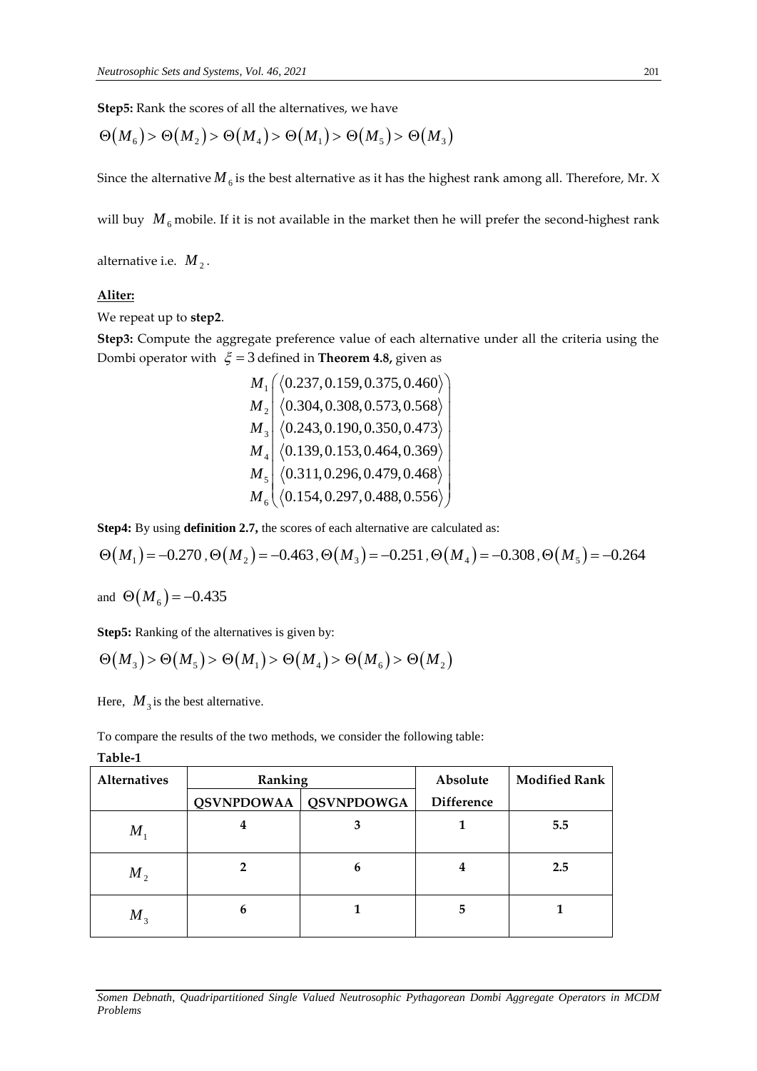**Step5:** Rank the scores of all the alternatives, we have

$$\Theta(M_6) > \Theta(M_2) > \Theta(M_4) > \Theta(M_1) > \Theta(M_5) > \Theta(M_3)$$

Since the alternative $M_6$ is the best alternative as it has the highest rank among all. Therefore, Mr. X will buy $M_6$ mobile. If it is not available in the market then he will prefer the second-highest rank alternative i.e. $M_2$.

**Aliter:**

We repeat up to **step2**.

**Step3:** Compute the aggregate preference value of each alternative under all the criteria using the Dombi operator with $\xi = 3$ defined in **Theorem 4.8,** given as

$$\begin{matrix} M_1 \\ M_2 \\ M_3 \\ M_4 \\ M_5 \\ M_6 \end{matrix} \begin{pmatrix} \langle 0.237, 0.159, 0.375, 0.460 \rangle \\ \langle 0.304, 0.308, 0.573, 0.568 \rangle \\ \langle 0.243, 0.190, 0.350, 0.473 \rangle \\ \langle 0.139, 0.153, 0.464, 0.369 \rangle \\ \langle 0.311, 0.296, 0.479, 0.468 \rangle \\ \langle 0.154, 0.297, 0.488, 0.556 \rangle \end{pmatrix}$$

**Step4:** By using **definition 2.7,** the scores of each alternative are calculated as:

$\Theta(M_1) = -0.270$, $\Theta(M_2) = -0.463$, $\Theta(M_3) = -0.251$, $\Theta(M_4) = -0.308$, $\Theta(M_5) = -0.264$ and $\Theta(M_6) = -0.435$

**Step5:** Ranking of the alternatives is given by:

$$\Theta(M_3) > \Theta(M_5) > \Theta(M_1) > \Theta(M_4) > \Theta(M_6) > \Theta(M_2)$$

Here, $M_3$ is the best alternative.

To compare the results of the two methods, we consider the following table:

**Table-1**

| Alternatives | Ranking | | Absolute Difference | Modified Rank |
|---|---|---|---|---|
| | QSVNPDOWAA | QSVNPDOWGA | | |
| $M_1$ | 4 | 3 | 1 | 5.5 |
| $M_2$ | 2 | 6 | 4 | 2.5 |
| $M_3$ | 6 | 1 | 5 | 1 |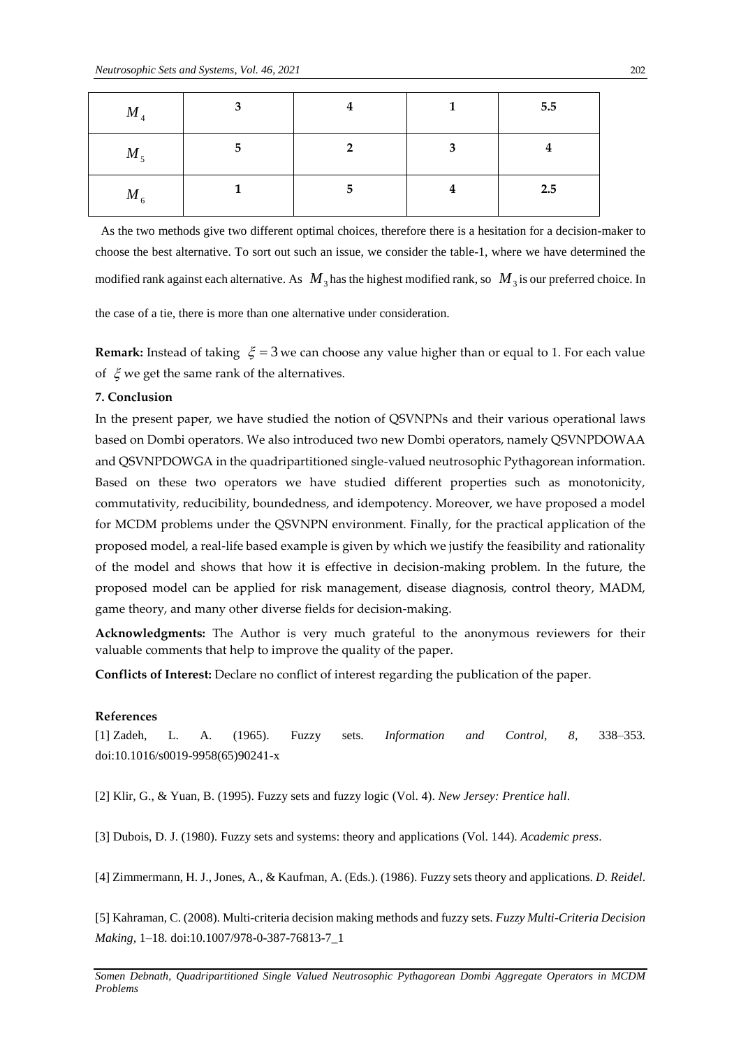| $M_4$ | **3** | **4** | **1** | **5.5** |
|---|---|---|---|---|
| $M_5$ | **5** | **2** | **3** | **4** |
| $M_6$ | **1** | **5** | **4** | **2.5** |

As the two methods give two different optimal choices, therefore there is a hesitation for a decision-maker to choose the best alternative. To sort out such an issue, we consider the table-1, where we have determined the modified rank against each alternative. As $M_3$ has the highest modified rank, so $M_3$ is our preferred choice. In the case of a tie, there is more than one alternative under consideration.

**Remark:** Instead of taking $\xi = 3$ we can choose any value higher than or equal to 1. For each value of $\xi$ we get the same rank of the alternatives.

**7. Conclusion**

In the present paper, we have studied the notion of QSVNPNs and their various operational laws based on Dombi operators. We also introduced two new Dombi operators, namely QSVNPDOWAA and QSVNPDOWGA in the quadripartitioned single-valued neutrosophic Pythagorean information. Based on these two operators we have studied different properties such as monotonicity, commutativity, reducibility, boundedness, and idempotency. Moreover, we have proposed a model for MCDM problems under the QSVNPN environment. Finally, for the practical application of the proposed model, a real-life based example is given by which we justify the feasibility and rationality of the model and shows that how it is effective in decision-making problem. In the future, the proposed model can be applied for risk management, disease diagnosis, control theory, MADM, game theory, and many other diverse fields for decision-making.

**Acknowledgments:** The Author is very much grateful to the anonymous reviewers for their valuable comments that help to improve the quality of the paper.

**Conflicts of Interest:** Declare no conflict of interest regarding the publication of the paper.

**References**

[1] Zadeh, L. A. (1965). Fuzzy sets. *Information and Control*, *8*, 338–353. doi:10.1016/s0019-9958(65)90241-x

[2] Klir, G., & Yuan, B. (1995). Fuzzy sets and fuzzy logic (Vol. 4). *New Jersey: Prentice hall*.

[3] Dubois, D. J. (1980). Fuzzy sets and systems: theory and applications (Vol. 144). *Academic press*.

[4] Zimmermann, H. J., Jones, A., & Kaufman, A. (Eds.). (1986). Fuzzy sets theory and applications. *D. Reidel*.

[5] Kahraman, C. (2008). Multi-criteria decision making methods and fuzzy sets. *Fuzzy Multi-Criteria Decision Making*, 1–18. doi:10.1007/978-0-387-76813-7_1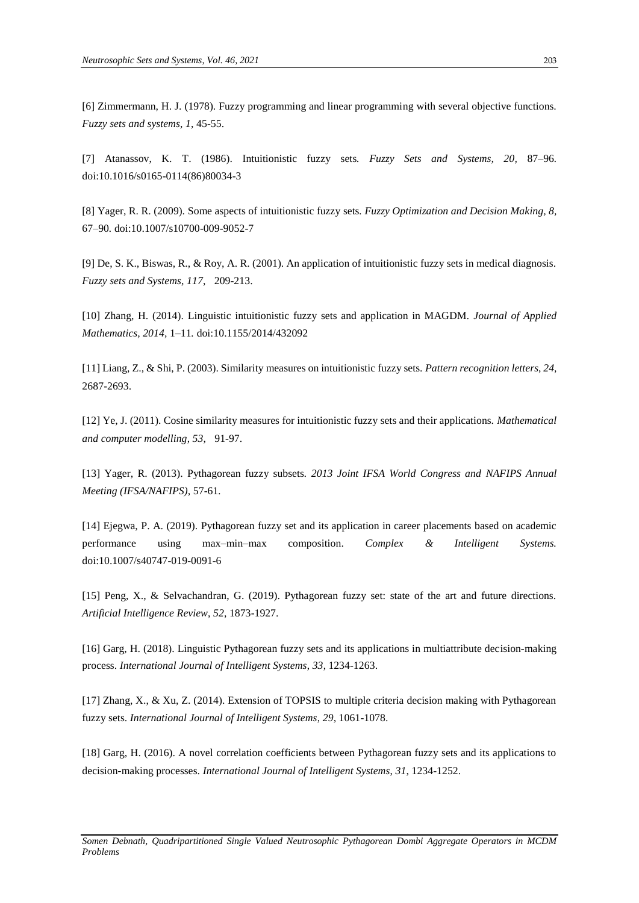[6] Zimmermann, H. J. (1978). Fuzzy programming and linear programming with several objective functions. *Fuzzy sets and systems*, *1*, 45-55.

[7] Atanassov, K. T. (1986). Intuitionistic fuzzy sets. *Fuzzy Sets and Systems*, *20*, 87–96. doi:10.1016/s0165-0114(86)80034-3

[8] Yager, R. R. (2009). Some aspects of intuitionistic fuzzy sets. *Fuzzy Optimization and Decision Making, 8,* 67–90. doi:10.1007/s10700-009-9052-7

[9] De, S. K., Biswas, R., & Roy, A. R. (2001). An application of intuitionistic fuzzy sets in medical diagnosis. *Fuzzy sets and Systems*, *117*, 209-213.

[10] Zhang, H. (2014). Linguistic intuitionistic fuzzy sets and application in MAGDM. *Journal of Applied Mathematics, 2014,* 1–11. doi:10.1155/2014/432092

[11] Liang, Z., & Shi, P. (2003). Similarity measures on intuitionistic fuzzy sets. *Pattern recognition letters*, *24*, 2687-2693.

[12] Ye, J. (2011). Cosine similarity measures for intuitionistic fuzzy sets and their applications. *Mathematical and computer modelling*, *53*, 91-97.

[13] Yager, R. (2013). Pythagorean fuzzy subsets. *2013 Joint IFSA World Congress and NAFIPS Annual Meeting (IFSA/NAFIPS),* 57-61.

[14] Ejegwa, P. A. (2019). Pythagorean fuzzy set and its application in career placements based on academic performance using max–min–max composition. *Complex & Intelligent Systems.* doi:10.1007/s40747-019-0091-6

[15] Peng, X., & Selvachandran, G. (2019). Pythagorean fuzzy set: state of the art and future directions. *Artificial Intelligence Review*, *52*, 1873-1927.

[16] Garg, H. (2018). Linguistic Pythagorean fuzzy sets and its applications in multiattribute decision-making process. *International Journal of Intelligent Systems*, *33*, 1234-1263.

[17] Zhang, X., & Xu, Z. (2014). Extension of TOPSIS to multiple criteria decision making with Pythagorean fuzzy sets. *International Journal of Intelligent Systems*, *29*, 1061-1078.

[18] Garg, H. (2016). A novel correlation coefficients between Pythagorean fuzzy sets and its applications to decision-making processes. *International Journal of Intelligent Systems*, *31*, 1234-1252.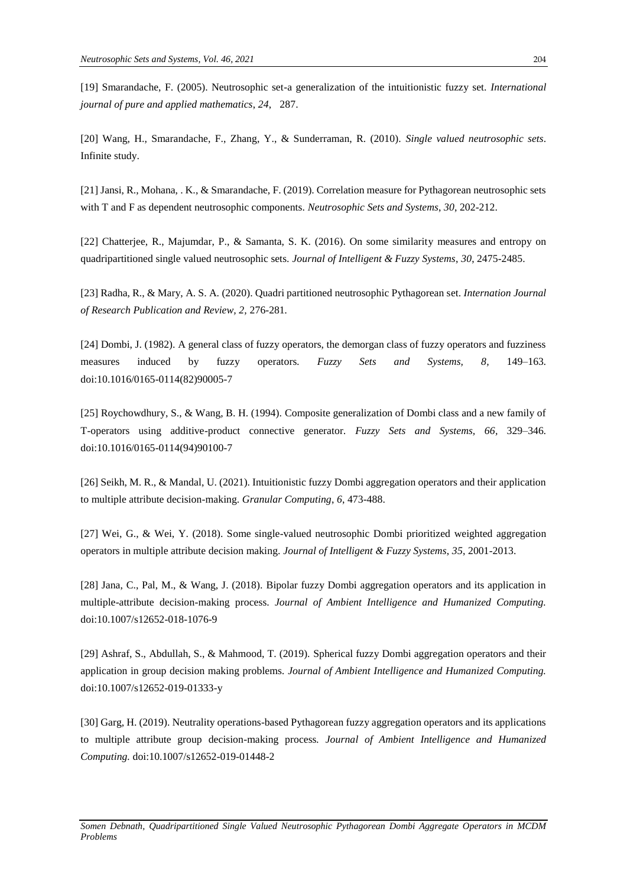[19] Smarandache, F. (2005). Neutrosophic set-a generalization of the intuitionistic fuzzy set. *International journal of pure and applied mathematics, 24,* 287.

[20] Wang, H., Smarandache, F., Zhang, Y., & Sunderraman, R. (2010). *Single valued neutrosophic sets*. Infinite study.

[21] Jansi, R., Mohana, . K., & Smarandache, F. (2019). Correlation measure for Pythagorean neutrosophic sets with T and F as dependent neutrosophic components. *Neutrosophic Sets and Systems*, *30*, 202-212.

[22] Chatterjee, R., Majumdar, P., & Samanta, S. K. (2016). On some similarity measures and entropy on quadripartitioned single valued neutrosophic sets. *Journal of Intelligent & Fuzzy Systems*, *30*, 2475-2485.

[23] Radha, R., & Mary, A. S. A. (2020). Quadri partitioned neutrosophic Pythagorean set. *Internation Journal of Research Publication and Review, 2,* 276-281.

[24] Dombi, J. (1982). A general class of fuzzy operators, the demorgan class of fuzzy operators and fuzziness measures induced by fuzzy operators. *Fuzzy Sets and Systems, 8,* 149–163. doi:10.1016/0165-0114(82)90005-7

[25] Roychowdhury, S., & Wang, B. H. (1994). Composite generalization of Dombi class and a new family of T-operators using additive-product connective generator. *Fuzzy Sets and Systems, 66,* 329–346. doi:10.1016/0165-0114(94)90100-7

[26] Seikh, M. R., & Mandal, U. (2021). Intuitionistic fuzzy Dombi aggregation operators and their application to multiple attribute decision-making. *Granular Computing*, *6*, 473-488.

[27] Wei, G., & Wei, Y. (2018). Some single-valued neutrosophic Dombi prioritized weighted aggregation operators in multiple attribute decision making. *Journal of Intelligent & Fuzzy Systems*, *35*, 2001-2013.

[28] Jana, C., Pal, M., & Wang, J. (2018). Bipolar fuzzy Dombi aggregation operators and its application in multiple-attribute decision-making process. *Journal of Ambient Intelligence and Humanized Computing.* doi:10.1007/s12652-018-1076-9

[29] Ashraf, S., Abdullah, S., & Mahmood, T. (2019). Spherical fuzzy Dombi aggregation operators and their application in group decision making problems. *Journal of Ambient Intelligence and Humanized Computing.* doi:10.1007/s12652-019-01333-y

[30] Garg, H. (2019). Neutrality operations-based Pythagorean fuzzy aggregation operators and its applications to multiple attribute group decision-making process. *Journal of Ambient Intelligence and Humanized Computing.* doi:10.1007/s12652-019-01448-2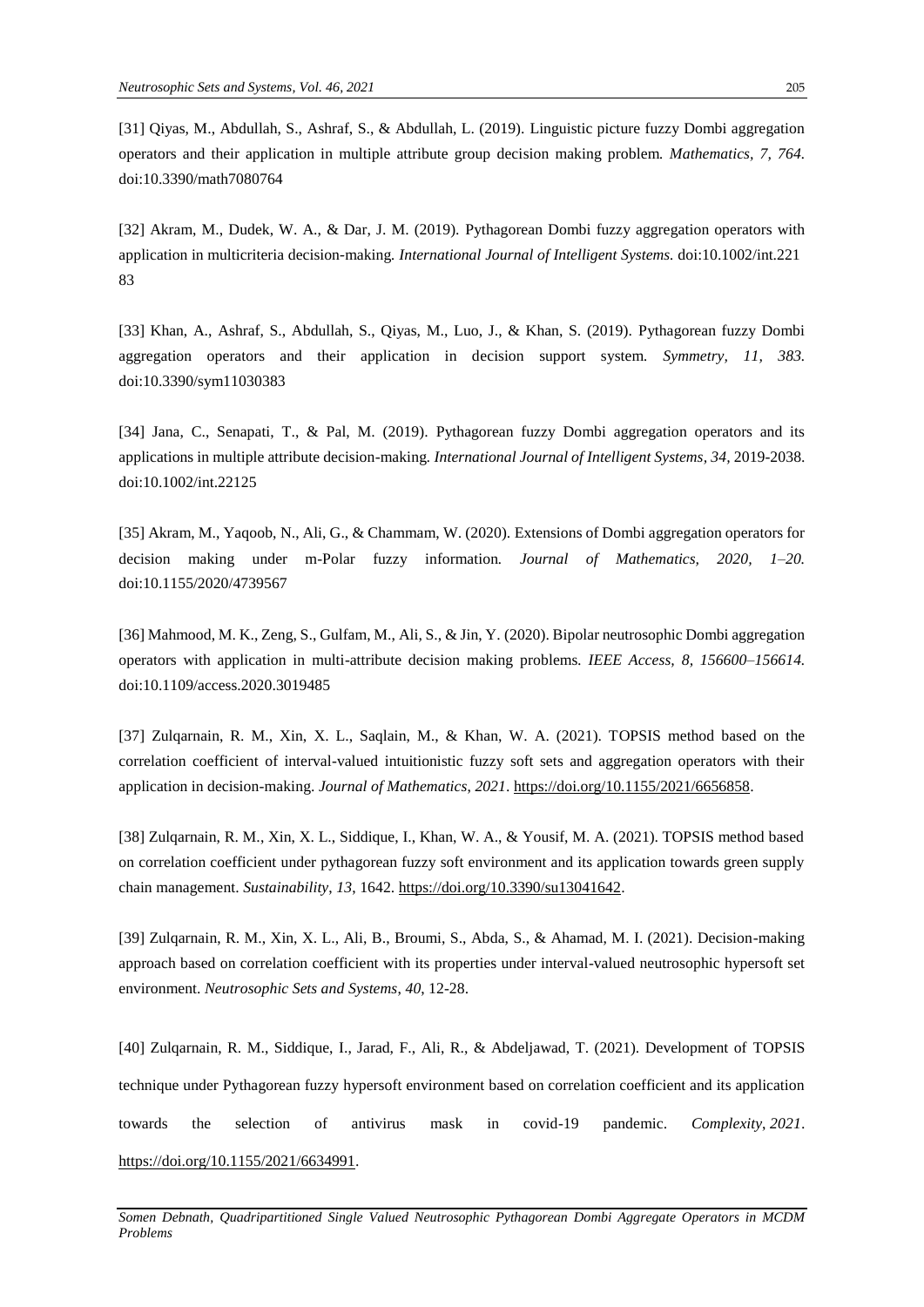[31] Qiyas, M., Abdullah, S., Ashraf, S., & Abdullah, L. (2019). Linguistic picture fuzzy Dombi aggregation operators and their application in multiple attribute group decision making problem. *Mathematics, 7, 764.* doi:10.3390/math7080764

[32] Akram, M., Dudek, W. A., & Dar, J. M. (2019). Pythagorean Dombi fuzzy aggregation operators with application in multicriteria decision-making. *International Journal of Intelligent Systems.* doi:10.1002/int.221 83

[33] Khan, A., Ashraf, S., Abdullah, S., Qiyas, M., Luo, J., & Khan, S. (2019). Pythagorean fuzzy Dombi aggregation operators and their application in decision support system. *Symmetry, 11, 383.* doi:10.3390/sym11030383

[34] Jana, C., Senapati, T., & Pal, M. (2019). Pythagorean fuzzy Dombi aggregation operators and its applications in multiple attribute decision-making. *International Journal of Intelligent Systems, 34,* 2019-2038. doi:10.1002/int.22125

[35] Akram, M., Yaqoob, N., Ali, G., & Chammam, W. (2020). Extensions of Dombi aggregation operators for decision making under m-Polar fuzzy information. *Journal of Mathematics, 2020, 1–20.* doi:10.1155/2020/4739567

[36] Mahmood, M. K., Zeng, S., Gulfam, M., Ali, S., & Jin, Y. (2020). Bipolar neutrosophic Dombi aggregation operators with application in multi-attribute decision making problems. *IEEE Access, 8, 156600–156614.* doi:10.1109/access.2020.3019485

[37] Zulqarnain, R. M., Xin, X. L., Saqlain, M., & Khan, W. A. (2021). TOPSIS method based on the correlation coefficient of interval-valued intuitionistic fuzzy soft sets and aggregation operators with their application in decision-making. *Journal of Mathematics*, *2021*. https://doi.org/10.1155/2021/6656858.

[38] Zulqarnain, R. M., Xin, X. L., Siddique, I., Khan, W. A., & Yousif, M. A. (2021). TOPSIS method based on correlation coefficient under pythagorean fuzzy soft environment and its application towards green supply chain management. *Sustainability*, *13*, 1642. https://doi.org/10.3390/su13041642.

[39] Zulqarnain, R. M., Xin, X. L., Ali, B., Broumi, S., Abda, S., & Ahamad, M. I. (2021). Decision-making approach based on correlation coefficient with its properties under interval-valued neutrosophic hypersoft set environment. *Neutrosophic Sets and Systems*, *40*, 12-28.

[40] Zulqarnain, R. M., Siddique, I., Jarad, F., Ali, R., & Abdeljawad, T. (2021). Development of TOPSIS technique under Pythagorean fuzzy hypersoft environment based on correlation coefficient and its application towards the selection of antivirus mask in covid-19 pandemic. *Complexity*, *2021*. https://doi.org/10.1155/2021/6634991.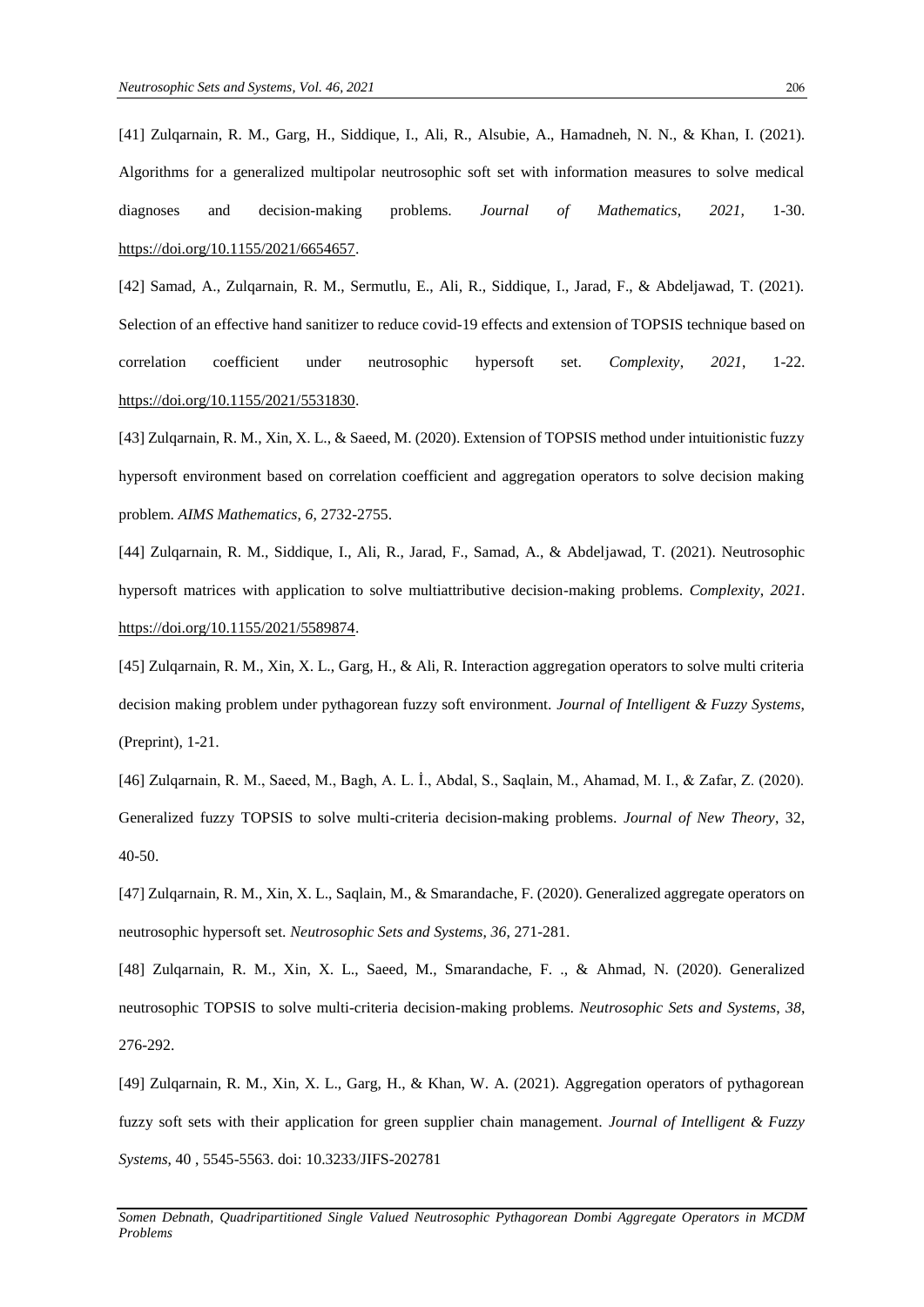[41] Zulqarnain, R. M., Garg, H., Siddique, I., Ali, R., Alsubie, A., Hamadneh, N. N., & Khan, I. (2021). Algorithms for a generalized multipolar neutrosophic soft set with information measures to solve medical diagnoses and decision-making problems. *Journal of Mathematics*, *2021*, 1-30. https://doi.org/10.1155/2021/6654657.

[42] Samad, A., Zulqarnain, R. M., Sermutlu, E., Ali, R., Siddique, I., Jarad, F., & Abdeljawad, T. (2021). Selection of an effective hand sanitizer to reduce covid-19 effects and extension of TOPSIS technique based on correlation coefficient under neutrosophic hypersoft set. *Complexity*, *2021*, 1-22. https://doi.org/10.1155/2021/5531830.

[43] Zulqarnain, R. M., Xin, X. L., & Saeed, M. (2020). Extension of TOPSIS method under intuitionistic fuzzy hypersoft environment based on correlation coefficient and aggregation operators to solve decision making problem. *AIMS Mathematics*, *6*, 2732-2755.

[44] Zulqarnain, R. M., Siddique, I., Ali, R., Jarad, F., Samad, A., & Abdeljawad, T. (2021). Neutrosophic hypersoft matrices with application to solve multiattributive decision-making problems. *Complexity*, *2021*. https://doi.org/10.1155/2021/5589874.

[45] Zulqarnain, R. M., Xin, X. L., Garg, H., & Ali, R. Interaction aggregation operators to solve multi criteria decision making problem under pythagorean fuzzy soft environment. *Journal of Intelligent & Fuzzy Systems*, (Preprint), 1-21.

[46] Zulqarnain, R. M., Saeed, M., Bagh, A. L. İ., Abdal, S., Saqlain, M., Ahamad, M. I., & Zafar, Z. (2020). Generalized fuzzy TOPSIS to solve multi-criteria decision-making problems. *Journal of New Theory*, 32, 40-50.

[47] Zulqarnain, R. M., Xin, X. L., Saqlain, M., & Smarandache, F. (2020). Generalized aggregate operators on neutrosophic hypersoft set. *Neutrosophic Sets and Systems*, *36*, 271-281.

[48] Zulqarnain, R. M., Xin, X. L., Saeed, M., Smarandache, F. ., & Ahmad, N. (2020). Generalized neutrosophic TOPSIS to solve multi-criteria decision-making problems. *Neutrosophic Sets and Systems*, *38*, 276-292.

[49] Zulqarnain, R. M., Xin, X. L., Garg, H., & Khan, W. A. (2021). Aggregation operators of pythagorean fuzzy soft sets with their application for green supplier chain management. *Journal of Intelligent & Fuzzy Systems*, 40 , 5545-5563. doi: 10.3233/JIFS-202781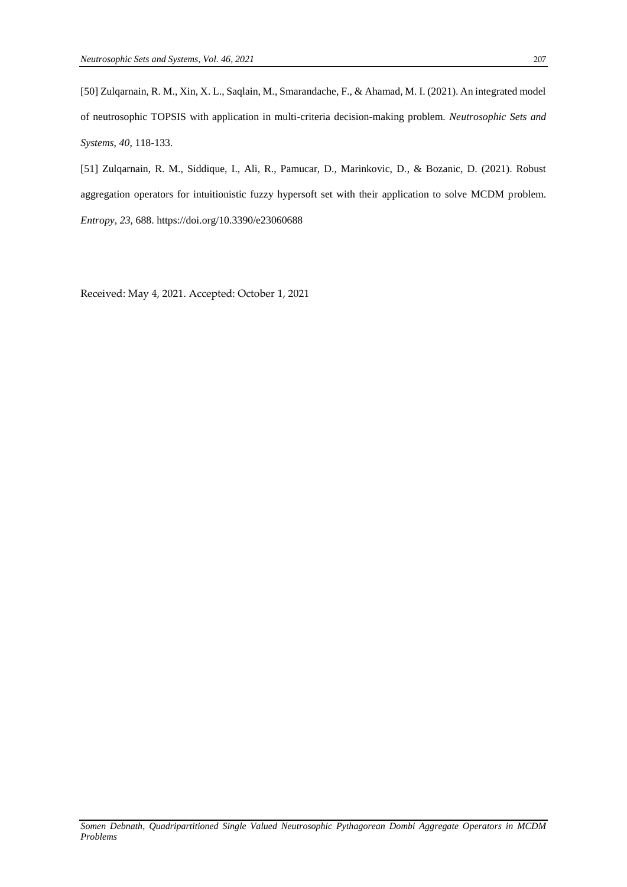[50] Zulqarnain, R. M., Xin, X. L., Saqlain, M., Smarandache, F., & Ahamad, M. I. (2021). An integrated model of neutrosophic TOPSIS with application in multi-criteria decision-making problem. *Neutrosophic Sets and Systems*, *40*, 118-133.

[51] Zulqarnain, R. M., Siddique, I., Ali, R., Pamucar, D., Marinkovic, D., & Bozanic, D. (2021). Robust aggregation operators for intuitionistic fuzzy hypersoft set with their application to solve MCDM problem. *Entropy*, *23*, 688. https://doi.org/10.3390/e23060688

Received: May 4, 2021. Accepted: October 1, 2021